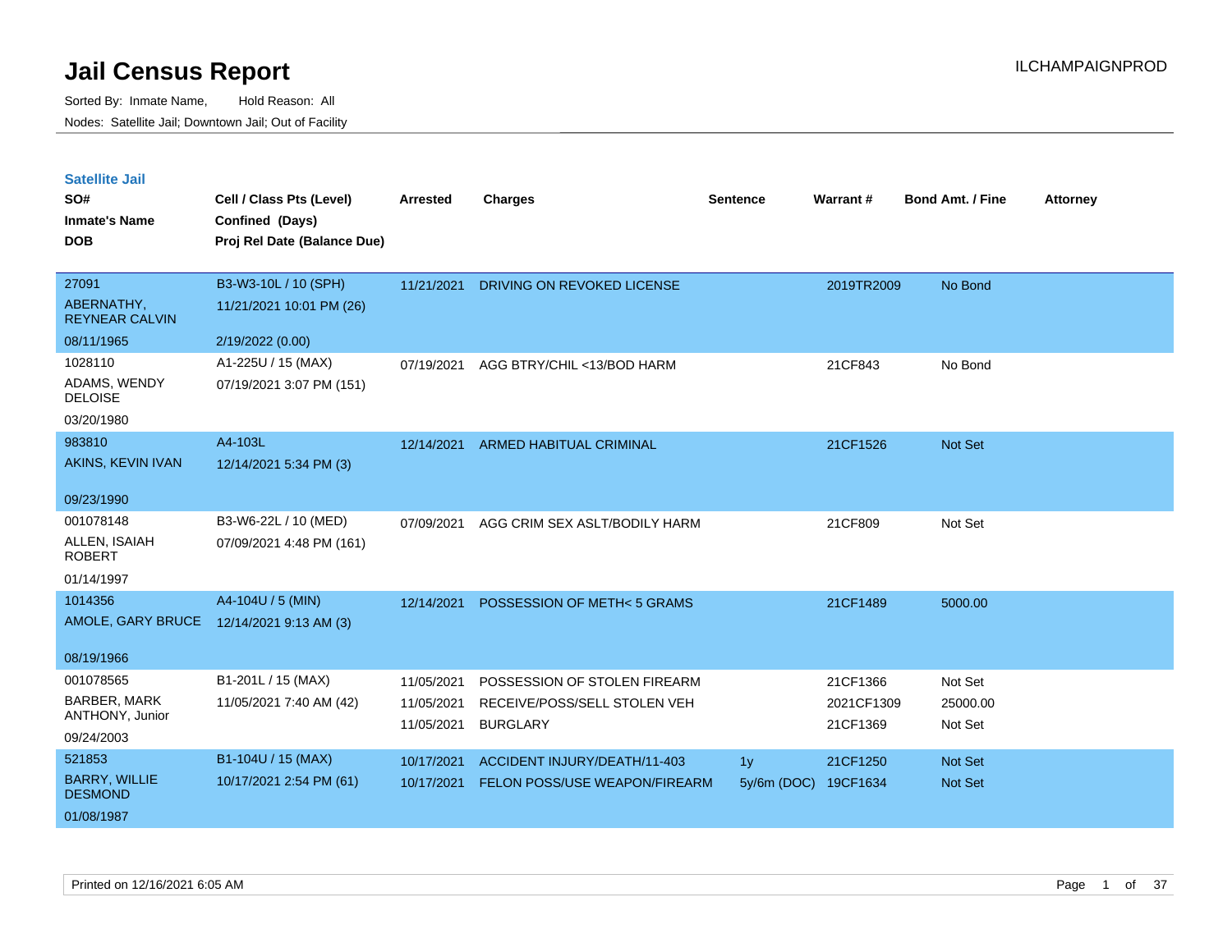# Jail Census Report

ILCHAMPAIGNPROD

Sorted By: Inmate Name, Hold Reason: All

Nodes: Satellite Jail; Downtown Jail; Out of Facility

## Satellite Jail

| SO# / Inmate's Name / DOB | Cell / Class Pts (Level) / Confined (Days) / Proj Rel Date (Balance Due) | Arrested | Charges | Sentence | Warrant # | Bond Amt. / Fine | Attorney |
|---|---|---|---|---|---|---|---|
| 27091<br>ABERNATHY, REYNEAR CALVIN<br>08/11/1965 | B3-W3-10L / 10 (SPH)<br>11/21/2021 10:01 PM (26)<br>2/19/2022 (0.00) | 11/21/2021 | DRIVING ON REVOKED LICENSE | | 2019TR2009 | No Bond | |
| 1028110<br>ADAMS, WENDY DELOISE<br>03/20/1980 | A1-225U / 15 (MAX)<br>07/19/2021 3:07 PM (151) | 07/19/2021 | AGG BTRY/CHIL <13/BOD HARM | | 21CF843 | No Bond | |
| 983810<br>AKINS, KEVIN IVAN<br>09/23/1990 | A4-103L<br>12/14/2021 5:34 PM (3) | 12/14/2021 | ARMED HABITUAL CRIMINAL | | 21CF1526 | Not Set | |
| 001078148<br>ALLEN, ISAIAH ROBERT<br>01/14/1997 | B3-W6-22L / 10 (MED)<br>07/09/2021 4:48 PM (161) | 07/09/2021 | AGG CRIM SEX ASLT/BODILY HARM | | 21CF809 | Not Set | |
| 1014356<br>AMOLE, GARY BRUCE<br>08/19/1966 | A4-104U / 5 (MIN)<br>12/14/2021 9:13 AM (3) | 12/14/2021 | POSSESSION OF METH< 5 GRAMS | | 21CF1489 | 5000.00 | |
| 001078565<br>BARBER, MARK ANTHONY, Junior<br>09/24/2003 | B1-201L / 15 (MAX)<br>11/05/2021 7:40 AM (42) | 11/05/2021 | POSSESSION OF STOLEN FIREARM | | 21CF1366 | Not Set | |
| | | 11/05/2021 | RECEIVE/POSS/SELL STOLEN VEH | | 2021CF1309 | 25000.00 | |
| | | 11/05/2021 | BURGLARY | | 21CF1369 | Not Set | |
| 521853<br>BARRY, WILLIE DESMOND<br>01/08/1987 | B1-104U / 15 (MAX)<br>10/17/2021 2:54 PM (61) | 10/17/2021 | ACCIDENT INJURY/DEATH/11-403 | 1y | 21CF1250 | Not Set | |
| | | 10/17/2021 | FELON POSS/USE WEAPON/FIREARM | 5y/6m (DOC) | 19CF1634 | Not Set | |

Printed on 12/16/2021 6:05 AM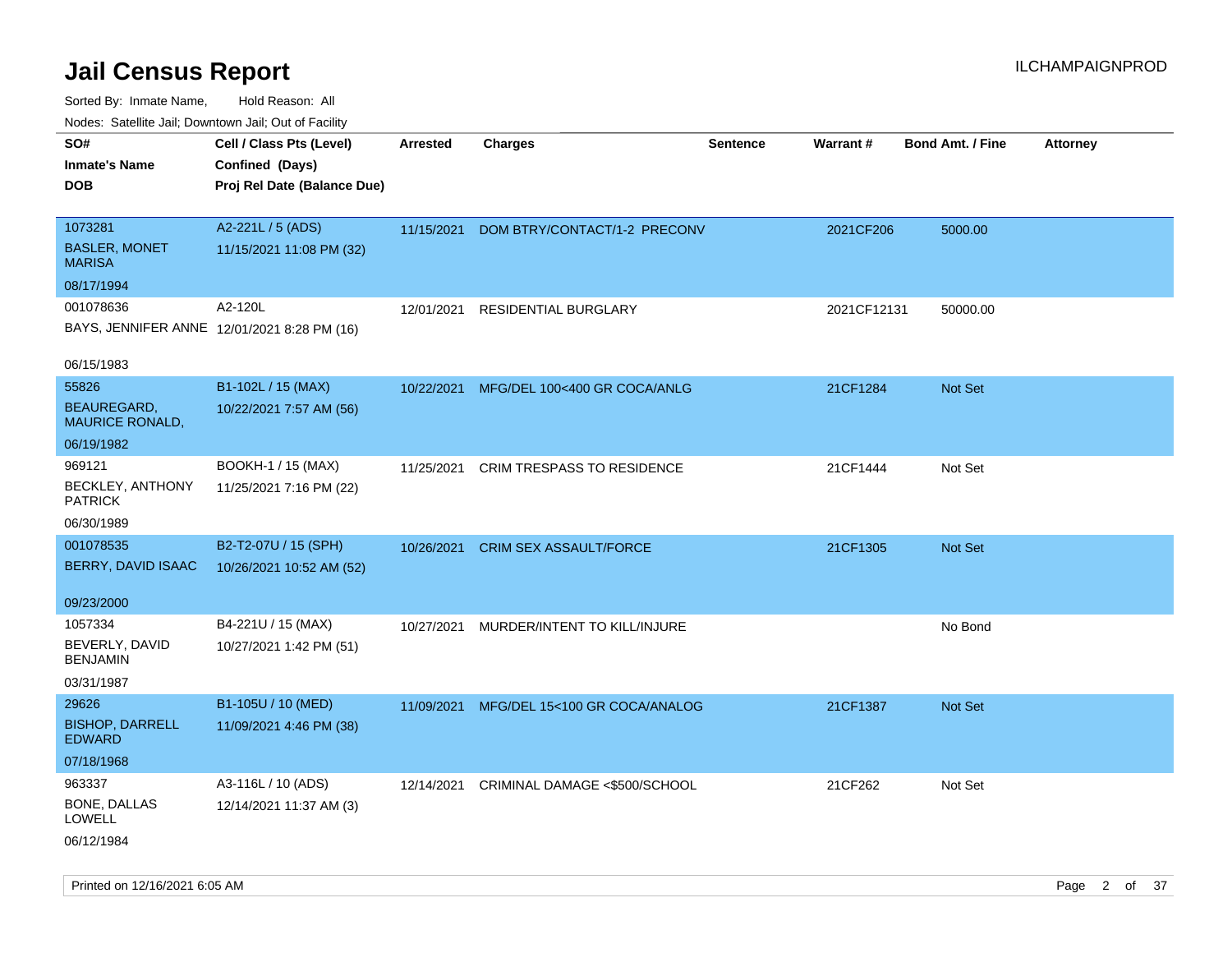# Jail Census Report

ILCHAMPAIGNPROD

Sorted By: Inmate Name, Hold Reason: All

Nodes: Satellite Jail; Downtown Jail; Out of Facility

| SO# / Inmate's Name / DOB | Cell / Class Pts (Level) / Confined (Days) / Proj Rel Date (Balance Due) | Arrested | Charges | Sentence | Warrant # | Bond Amt. / Fine | Attorney |
|---|---|---|---|---|---|---|---|
| 1073281 BASLER, MONET MARISA 08/17/1994 | A2-221L / 5 (ADS) 11/15/2021 11:08 PM (32) | 11/15/2021 | DOM BTRY/CONTACT/1-2 PRECONV | | 2021CF206 | 5000.00 | |
| 001078636 BAYS, JENNIFER ANNE 06/15/1983 | A2-120L 12/01/2021 8:28 PM (16) | 12/01/2021 | RESIDENTIAL BURGLARY | | 2021CF12131 | 50000.00 | |
| 55826 BEAUREGARD, MAURICE RONALD, 06/19/1982 | B1-102L / 15 (MAX) 10/22/2021 7:57 AM (56) | 10/22/2021 | MFG/DEL 100<400 GR COCA/ANLG | | 21CF1284 | Not Set | |
| 969121 BECKLEY, ANTHONY PATRICK 06/30/1989 | BOOKH-1 / 15 (MAX) 11/25/2021 7:16 PM (22) | 11/25/2021 | CRIM TRESPASS TO RESIDENCE | | 21CF1444 | Not Set | |
| 001078535 BERRY, DAVID ISAAC 09/23/2000 | B2-T2-07U / 15 (SPH) 10/26/2021 10:52 AM (52) | 10/26/2021 | CRIM SEX ASSAULT/FORCE | | 21CF1305 | Not Set | |
| 1057334 BEVERLY, DAVID BENJAMIN 03/31/1987 | B4-221U / 15 (MAX) 10/27/2021 1:42 PM (51) | 10/27/2021 | MURDER/INTENT TO KILL/INJURE | | | No Bond | |
| 29626 BISHOP, DARRELL EDWARD 07/18/1968 | B1-105U / 10 (MED) 11/09/2021 4:46 PM (38) | 11/09/2021 | MFG/DEL 15<100 GR COCA/ANALOG | | 21CF1387 | Not Set | |
| 963337 BONE, DALLAS LOWELL 06/12/1984 | A3-116L / 10 (ADS) 12/14/2021 11:37 AM (3) | 12/14/2021 | CRIMINAL DAMAGE <$500/SCHOOL | | 21CF262 | Not Set | |

Printed on 12/16/2021 6:05 AM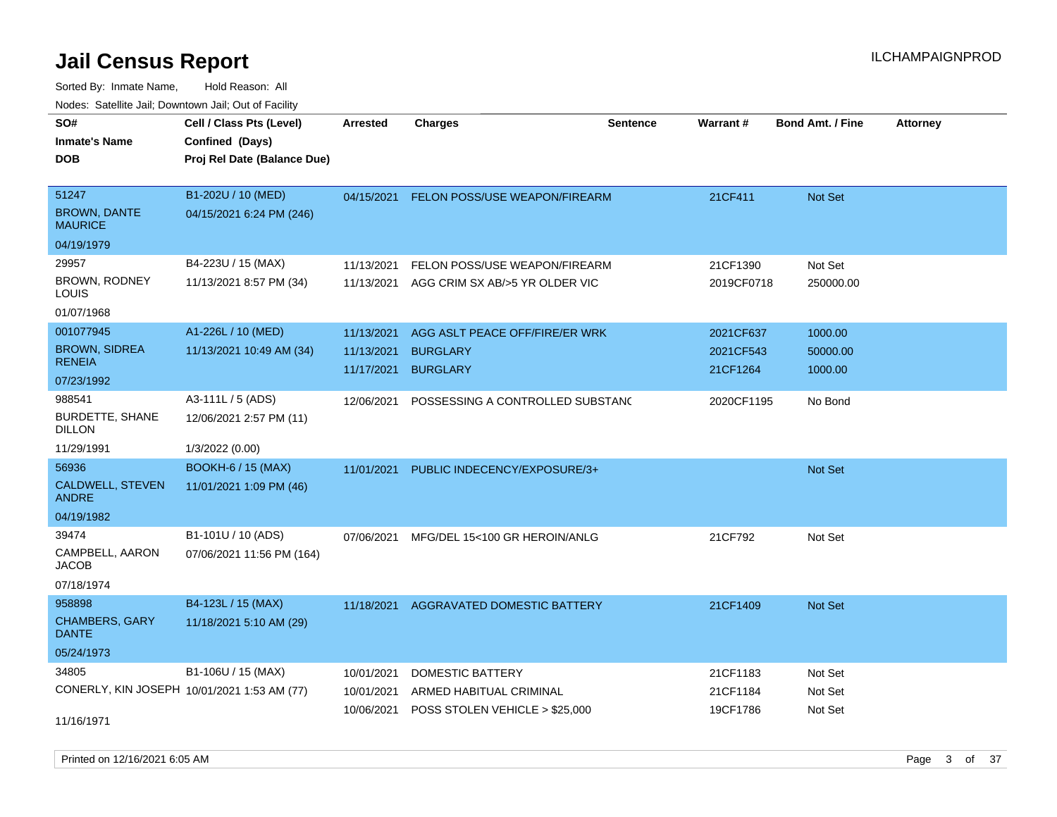# Jail Census Report

Sorted By: Inmate Name,     Hold Reason: All

Nodes: Satellite Jail; Downtown Jail; Out of Facility

| SO# / Inmate's Name / DOB | Cell / Class Pts (Level) / Confined (Days) / Proj Rel Date (Balance Due) | Arrested | Charges | Sentence | Warrant # | Bond Amt. / Fine | Attorney |
|---|---|---|---|---|---|---|---|
| 51247<br>BROWN, DANTE MAURICE<br>04/19/1979 | B1-202U / 10 (MED)<br>04/15/2021 6:24 PM (246) | 04/15/2021 | FELON POSS/USE WEAPON/FIREARM | | 21CF411 | Not Set | |
| 29957<br>BROWN, RODNEY LOUIS<br>01/07/1968 | B4-223U / 15 (MAX)<br>11/13/2021 8:57 PM (34) | 11/13/2021<br>11/13/2021 | FELON POSS/USE WEAPON/FIREARM<br>AGG CRIM SX AB/>5 YR OLDER VIC | | 21CF1390<br>2019CF0718 | Not Set<br>250000.00 | |
| 001077945<br>BROWN, SIDREA RENEIA<br>07/23/1992 | A1-226L / 10 (MED)<br>11/13/2021 10:49 AM (34) | 11/13/2021<br>11/13/2021<br>11/17/2021 | AGG ASLT PEACE OFF/FIRE/ER WRK<br>BURGLARY<br>BURGLARY | | 2021CF637<br>2021CF543<br>21CF1264 | 1000.00<br>50000.00<br>1000.00 | |
| 988541<br>BURDETTE, SHANE DILLON<br>11/29/1991 | A3-111L / 5 (ADS)<br>12/06/2021 2:57 PM (11)<br>1/3/2022 (0.00) | 12/06/2021 | POSSESSING A CONTROLLED SUBSTANC | | 2020CF1195 | No Bond | |
| 56936<br>CALDWELL, STEVEN ANDRE<br>04/19/1982 | BOOKH-6 / 15 (MAX)<br>11/01/2021 1:09 PM (46) | 11/01/2021 | PUBLIC INDECENCY/EXPOSURE/3+ | | | Not Set | |
| 39474<br>CAMPBELL, AARON JACOB<br>07/18/1974 | B1-101U / 10 (ADS)<br>07/06/2021 11:56 PM (164) | 07/06/2021 | MFG/DEL 15<100 GR HEROIN/ANLG | | 21CF792 | Not Set | |
| 958898<br>CHAMBERS, GARY DANTE<br>05/24/1973 | B4-123L / 15 (MAX)<br>11/18/2021 5:10 AM (29) | 11/18/2021 | AGGRAVATED DOMESTIC BATTERY | | 21CF1409 | Not Set | |
| 34805<br>CONERLY, KIN JOSEPH<br>11/16/1971 | B1-106U / 15 (MAX)<br>10/01/2021 1:53 AM (77) | 10/01/2021<br>10/01/2021<br>10/06/2021 | DOMESTIC BATTERY<br>ARMED HABITUAL CRIMINAL<br>POSS STOLEN VEHICLE > $25,000 | | 21CF1183<br>21CF1184<br>19CF1786 | Not Set<br>Not Set<br>Not Set | |

Printed on 12/16/2021 6:05 AM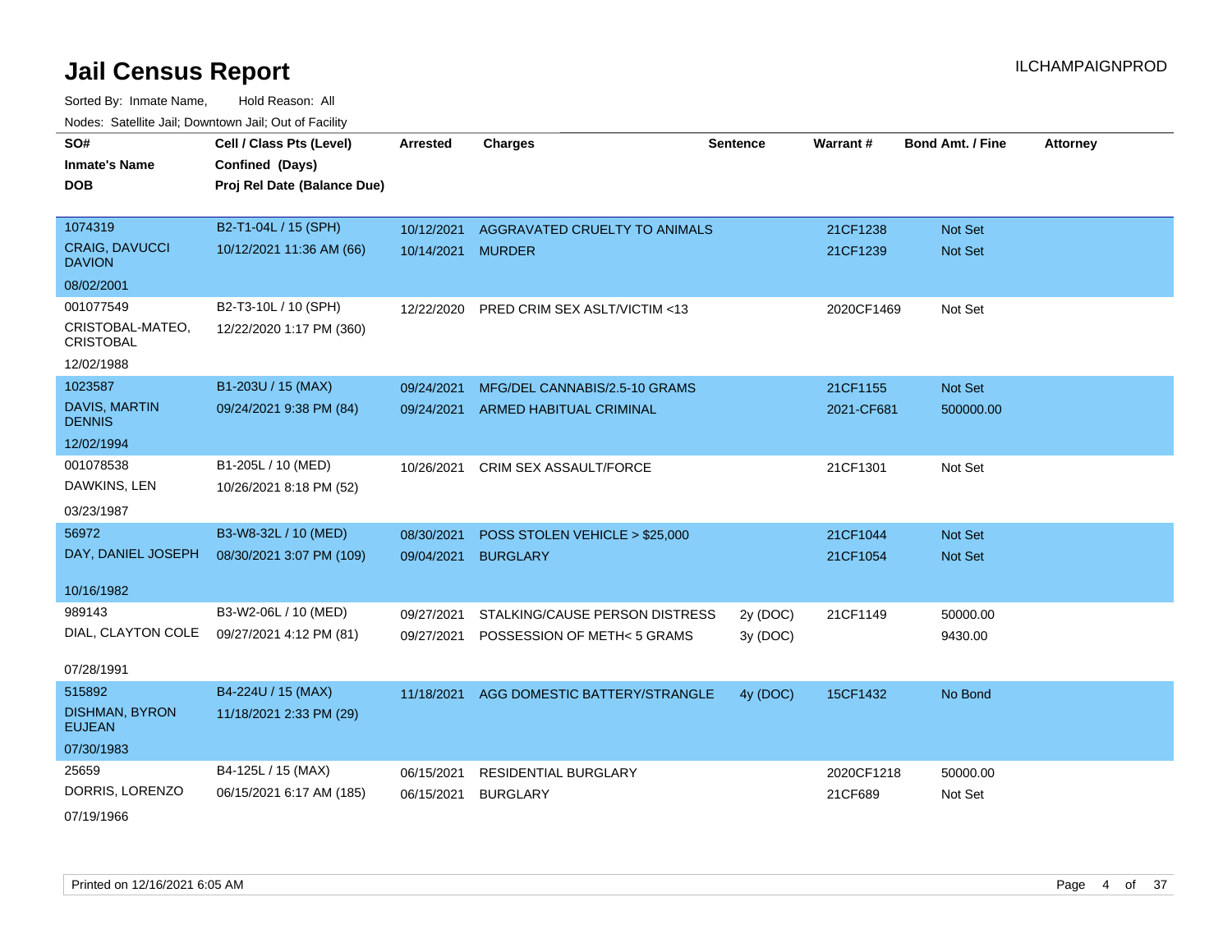# Jail Census Report

ILCHAMPAIGNPROD

Sorted By: Inmate Name, Hold Reason: All

Nodes: Satellite Jail; Downtown Jail; Out of Facility

| SO# / Inmate's Name / DOB | Cell / Class Pts (Level) / Confined (Days) / Proj Rel Date (Balance Due) | Arrested | Charges | Sentence | Warrant # | Bond Amt. / Fine | Attorney |
|---|---|---|---|---|---|---|---|
| 1074319<br>CRAIG, DAVUCCI DAVION<br>08/02/2001 | B2-T1-04L / 15 (SPH)<br>10/12/2021 11:36 AM (66) | 10/12/2021 | AGGRAVATED CRUELTY TO ANIMALS | | 21CF1238 | Not Set | |
| | | 10/14/2021 | MURDER | | 21CF1239 | Not Set | |
| 001077549<br>CRISTOBAL-MATEO, CRISTOBAL<br>12/02/1988 | B2-T3-10L / 10 (SPH)<br>12/22/2020 1:17 PM (360) | 12/22/2020 | PRED CRIM SEX ASLT/VICTIM <13 | | 2020CF1469 | Not Set | |
| 1023587<br>DAVIS, MARTIN DENNIS<br>12/02/1994 | B1-203U / 15 (MAX)<br>09/24/2021 9:38 PM (84) | 09/24/2021 | MFG/DEL CANNABIS/2.5-10 GRAMS | | 21CF1155 | Not Set | |
| | | 09/24/2021 | ARMED HABITUAL CRIMINAL | | 2021-CF681 | 500000.00 | |
| 001078538<br>DAWKINS, LEN<br>03/23/1987 | B1-205L / 10 (MED)<br>10/26/2021 8:18 PM (52) | 10/26/2021 | CRIM SEX ASSAULT/FORCE | | 21CF1301 | Not Set | |
| 56972<br>DAY, DANIEL JOSEPH<br>10/16/1982 | B3-W8-32L / 10 (MED)<br>08/30/2021 3:07 PM (109) | 08/30/2021 | POSS STOLEN VEHICLE > $25,000 | | 21CF1044 | Not Set | |
| | | 09/04/2021 | BURGLARY | | 21CF1054 | Not Set | |
| 989143<br>DIAL, CLAYTON COLE<br>07/28/1991 | B3-W2-06L / 10 (MED)<br>09/27/2021 4:12 PM (81) | 09/27/2021 | STALKING/CAUSE PERSON DISTRESS | 2y (DOC) | 21CF1149 | 50000.00 | |
| | | 09/27/2021 | POSSESSION OF METH< 5 GRAMS | 3y (DOC) | | 9430.00 | |
| 515892<br>DISHMAN, BYRON EUJEAN<br>07/30/1983 | B4-224U / 15 (MAX)<br>11/18/2021 2:33 PM (29) | 11/18/2021 | AGG DOMESTIC BATTERY/STRANGLE | 4y (DOC) | 15CF1432 | No Bond | |
| 25659<br>DORRIS, LORENZO<br>07/19/1966 | B4-125L / 15 (MAX)<br>06/15/2021 6:17 AM (185) | 06/15/2021 | RESIDENTIAL BURGLARY | | 2020CF1218 | 50000.00 | |
| | | 06/15/2021 | BURGLARY | | 21CF689 | Not Set | |

Printed on 12/16/2021 6:05 AM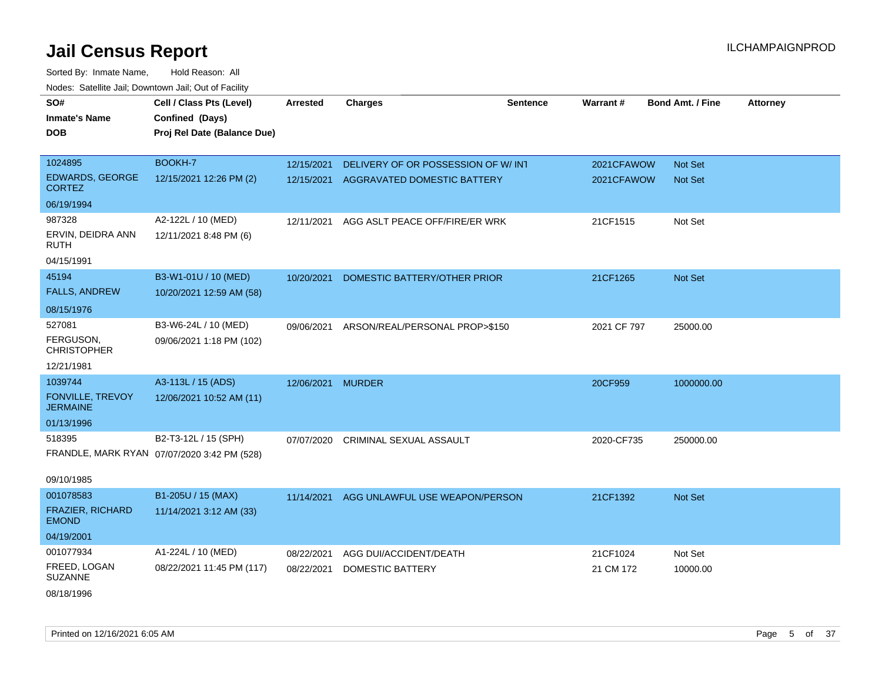# Jail Census Report

ILCHAMPAIGNPROD

Sorted By: Inmate Name, Hold Reason: All

Nodes: Satellite Jail; Downtown Jail; Out of Facility

| SO# / Inmate's Name / DOB | Cell / Class Pts (Level) / Confined (Days) / Proj Rel Date (Balance Due) | Arrested | Charges | Sentence | Warrant # | Bond Amt. / Fine | Attorney |
|---|---|---|---|---|---|---|---|
| 1024895<br>EDWARDS, GEORGE CORTEZ<br>06/19/1994 | BOOKH-7<br>12/15/2021 12:26 PM (2) | 12/15/2021<br>12/15/2021 | DELIVERY OF OR POSSESSION OF W/ INT<br>AGGRAVATED DOMESTIC BATTERY | | 2021CFAWOW<br>2021CFAWOW | Not Set<br>Not Set | |
| 987328<br>ERVIN, DEIDRA ANN RUTH<br>04/15/1991 | A2-122L / 10 (MED)<br>12/11/2021 8:48 PM (6) | 12/11/2021 | AGG ASLT PEACE OFF/FIRE/ER WRK | | 21CF1515 | Not Set | |
| 45194<br>FALLS, ANDREW<br>08/15/1976 | B3-W1-01U / 10 (MED)<br>10/20/2021 12:59 AM (58) | 10/20/2021 | DOMESTIC BATTERY/OTHER PRIOR | | 21CF1265 | Not Set | |
| 527081<br>FERGUSON, CHRISTOPHER<br>12/21/1981 | B3-W6-24L / 10 (MED)<br>09/06/2021 1:18 PM (102) | 09/06/2021 | ARSON/REAL/PERSONAL PROP>$150 | | 2021 CF 797 | 25000.00 | |
| 1039744<br>FONVILLE, TREVOY JERMAINE<br>01/13/1996 | A3-113L / 15 (ADS)<br>12/06/2021 10:52 AM (11) | 12/06/2021 | MURDER | | 20CF959 | 1000000.00 | |
| 518395<br>FRANDLE, MARK RYAN<br>09/10/1985 | B2-T3-12L / 15 (SPH)<br>07/07/2020 3:42 PM (528) | 07/07/2020 | CRIMINAL SEXUAL ASSAULT | | 2020-CF735 | 250000.00 | |
| 001078583<br>FRAZIER, RICHARD EMOND<br>04/19/2001 | B1-205U / 15 (MAX)<br>11/14/2021 3:12 AM (33) | 11/14/2021 | AGG UNLAWFUL USE WEAPON/PERSON | | 21CF1392 | Not Set | |
| 001077934<br>FREED, LOGAN SUZANNE<br>08/18/1996 | A1-224L / 10 (MED)<br>08/22/2021 11:45 PM (117) | 08/22/2021<br>08/22/2021 | AGG DUI/ACCIDENT/DEATH<br>DOMESTIC BATTERY | | 21CF1024<br>21 CM 172 | Not Set<br>10000.00 | |

Printed on 12/16/2021 6:05 AM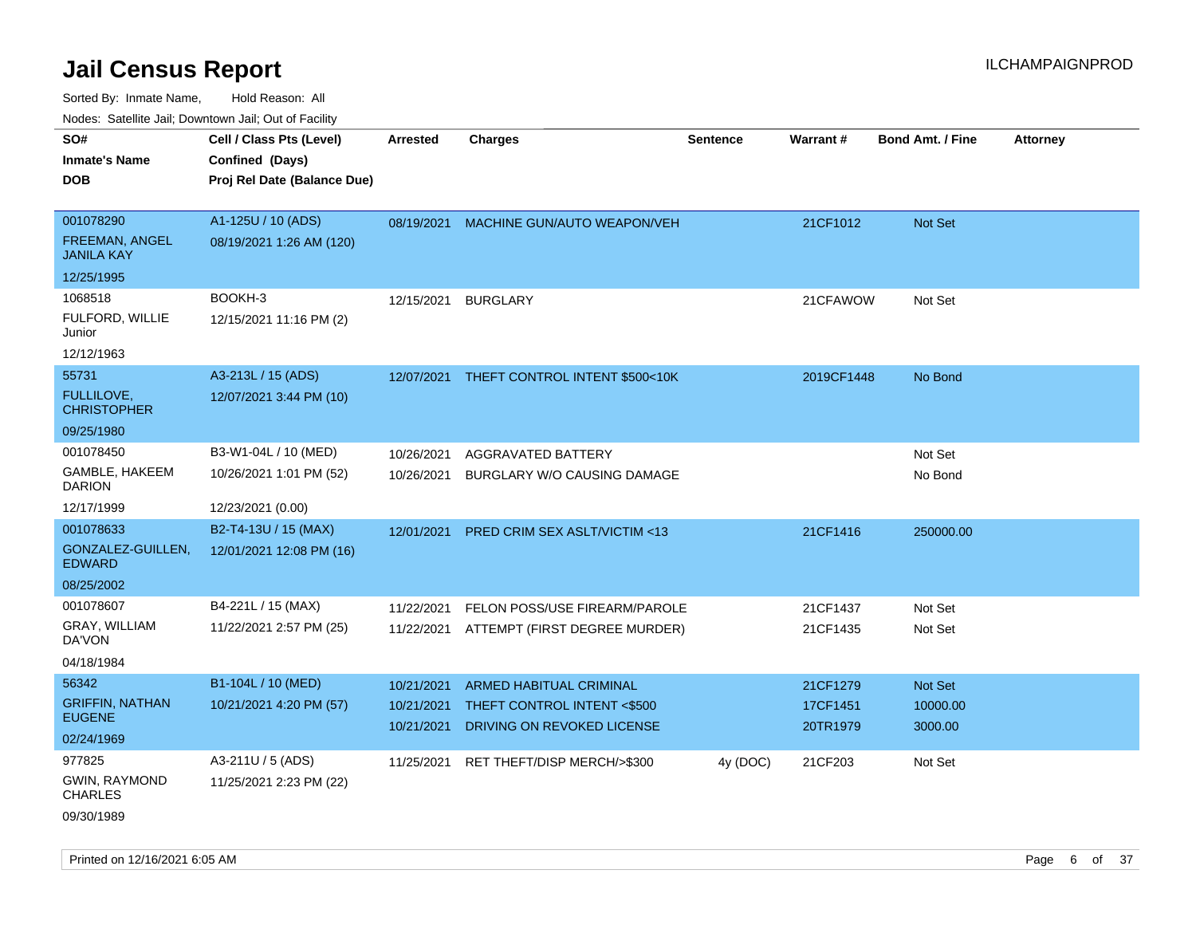# Jail Census Report

Sorted By: Inmate Name, Hold Reason: All

Nodes: Satellite Jail; Downtown Jail; Out of Facility

| SO# / Inmate's Name / DOB | Cell / Class Pts (Level) / Confined (Days) / Proj Rel Date (Balance Due) | Arrested | Charges | Sentence | Warrant # | Bond Amt. / Fine | Attorney |
|---|---|---|---|---|---|---|---|
| 001078290<br>FREEMAN, ANGEL JANILA KAY<br>12/25/1995 | A1-125U / 10 (ADS)<br>08/19/2021 1:26 AM (120) | 08/19/2021 | MACHINE GUN/AUTO WEAPON/VEH | | 21CF1012 | Not Set | |
| 1068518<br>FULFORD, WILLIE Junior<br>12/12/1963 | BOOKH-3<br>12/15/2021 11:16 PM (2) | 12/15/2021 | BURGLARY | | 21CFAWOW | Not Set | |
| 55731<br>FULLILOVE, CHRISTOPHER<br>09/25/1980 | A3-213L / 15 (ADS)<br>12/07/2021 3:44 PM (10) | 12/07/2021 | THEFT CONTROL INTENT $500<10K | | 2019CF1448 | No Bond | |
| 001078450<br>GAMBLE, HAKEEM DARION<br>12/17/1999 | B3-W1-04L / 10 (MED)<br>10/26/2021 1:01 PM (52)<br>12/23/2021 (0.00) | 10/26/2021 | AGGRAVATED BATTERY | | | Not Set | |
| | | 10/26/2021 | BURGLARY W/O CAUSING DAMAGE | | | No Bond | |
| 001078633<br>GONZALEZ-GUILLEN, EDWARD<br>08/25/2002 | B2-T4-13U / 15 (MAX)<br>12/01/2021 12:08 PM (16) | 12/01/2021 | PRED CRIM SEX ASLT/VICTIM <13 | | 21CF1416 | 250000.00 | |
| 001078607<br>GRAY, WILLIAM DA'VON<br>04/18/1984 | B4-221L / 15 (MAX)<br>11/22/2021 2:57 PM (25) | 11/22/2021 | FELON POSS/USE FIREARM/PAROLE | | 21CF1437 | Not Set | |
| | | 11/22/2021 | ATTEMPT (FIRST DEGREE MURDER) | | 21CF1435 | Not Set | |
| 56342<br>GRIFFIN, NATHAN EUGENE<br>02/24/1969 | B1-104L / 10 (MED)<br>10/21/2021 4:20 PM (57) | 10/21/2021 | ARMED HABITUAL CRIMINAL | | 21CF1279 | Not Set | |
| | | 10/21/2021 | THEFT CONTROL INTENT <$500 | | 17CF1451 | 10000.00 | |
| | | 10/21/2021 | DRIVING ON REVOKED LICENSE | | 20TR1979 | 3000.00 | |
| 977825<br>GWIN, RAYMOND CHARLES<br>09/30/1989 | A3-211U / 5 (ADS)<br>11/25/2021 2:23 PM (22) | 11/25/2021 | RET THEFT/DISP MERCH/>$300 | 4y (DOC) | 21CF203 | Not Set | |

Printed on 12/16/2021 6:05 AM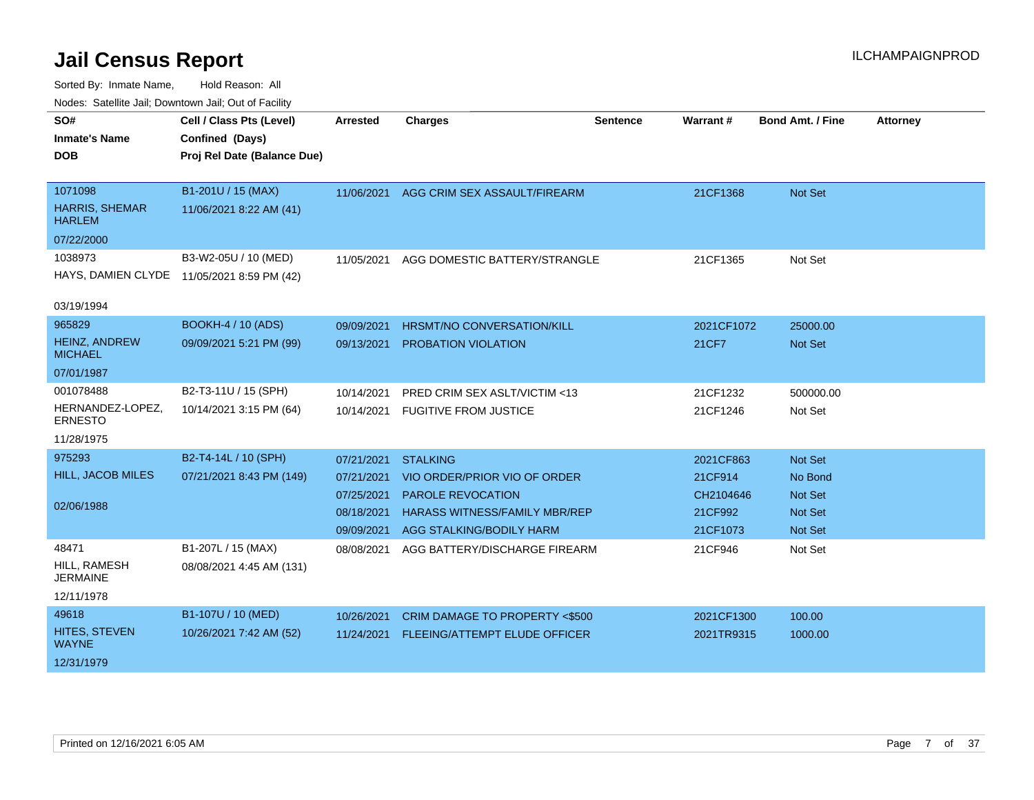# Jail Census Report

ILCHAMPAIGNPROD

Sorted By: Inmate Name, Hold Reason: All

Nodes: Satellite Jail; Downtown Jail; Out of Facility

| SO# / Inmate's Name / DOB | Cell / Class Pts (Level) / Confined (Days) / Proj Rel Date (Balance Due) | Arrested | Charges | Sentence | Warrant # | Bond Amt. / Fine | Attorney |
|---|---|---|---|---|---|---|---|
| 1071098<br>HARRIS, SHEMAR HARLEM<br>07/22/2000 | B1-201U / 15 (MAX)<br>11/06/2021 8:22 AM (41) | 11/06/2021 | AGG CRIM SEX ASSAULT/FIREARM | | 21CF1368 | Not Set | |
| 1038973<br>HAYS, DAMIEN CLYDE<br>03/19/1994 | B3-W2-05U / 10 (MED)<br>11/05/2021 8:59 PM (42) | 11/05/2021 | AGG DOMESTIC BATTERY/STRANGLE | | 21CF1365 | Not Set | |
| 965829<br>HEINZ, ANDREW MICHAEL<br>07/01/1987 | BOOKH-4 / 10 (ADS)<br>09/09/2021 5:21 PM (99) | 09/09/2021 | HRSMT/NO CONVERSATION/KILL | | 2021CF1072 | 25000.00 | |
| | | 09/13/2021 | PROBATION VIOLATION | | 21CF7 | Not Set | |
| 001078488<br>HERNANDEZ-LOPEZ, ERNESTO<br>11/28/1975 | B2-T3-11U / 15 (SPH)<br>10/14/2021 3:15 PM (64) | 10/14/2021 | PRED CRIM SEX ASLT/VICTIM <13 | | 21CF1232 | 500000.00 | |
| | | 10/14/2021 | FUGITIVE FROM JUSTICE | | 21CF1246 | Not Set | |
| 975293<br>HILL, JACOB MILES<br>02/06/1988 | B2-T4-14L / 10 (SPH)<br>07/21/2021 8:43 PM (149) | 07/21/2021 | STALKING | | 2021CF863 | Not Set | |
| | | 07/21/2021 | VIO ORDER/PRIOR VIO OF ORDER | | 21CF914 | No Bond | |
| | | 07/25/2021 | PAROLE REVOCATION | | CH2104646 | Not Set | |
| | | 08/18/2021 | HARASS WITNESS/FAMILY MBR/REP | | 21CF992 | Not Set | |
| | | 09/09/2021 | AGG STALKING/BODILY HARM | | 21CF1073 | Not Set | |
| 48471<br>HILL, RAMESH JERMAINE<br>12/11/1978 | B1-207L / 15 (MAX)<br>08/08/2021 4:45 AM (131) | 08/08/2021 | AGG BATTERY/DISCHARGE FIREARM | | 21CF946 | Not Set | |
| 49618<br>HITES, STEVEN WAYNE<br>12/31/1979 | B1-107U / 10 (MED)<br>10/26/2021 7:42 AM (52) | 10/26/2021 | CRIM DAMAGE TO PROPERTY <$500 | | 2021CF1300 | 100.00 | |
| | | 11/24/2021 | FLEEING/ATTEMPT ELUDE OFFICER | | 2021TR9315 | 1000.00 | |

Printed on 12/16/2021 6:05 AM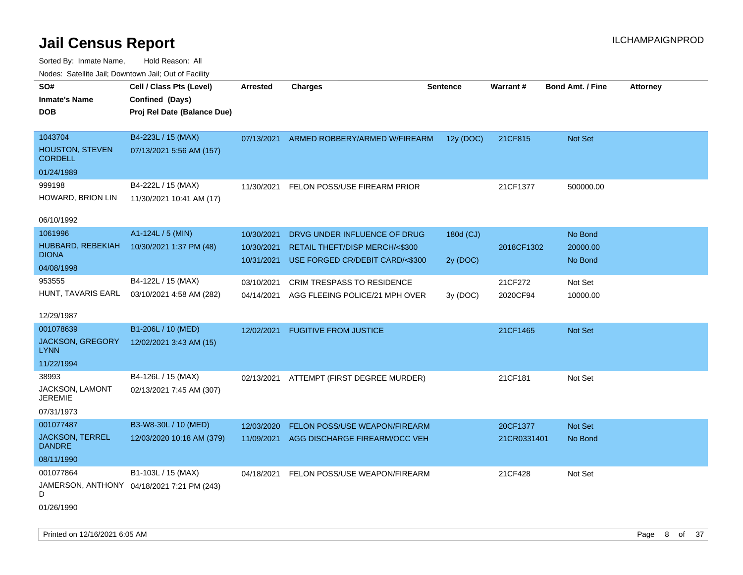# Jail Census Report

ILCHAMPAIGNPROD

Sorted By: Inmate Name, Hold Reason: All

Nodes: Satellite Jail; Downtown Jail; Out of Facility

| SO#<br>Inmate's Name<br>DOB | Cell / Class Pts (Level)<br>Confined (Days)<br>Proj Rel Date (Balance Due) | Arrested | Charges | Sentence | Warrant # | Bond Amt. / Fine | Attorney |
|---|---|---|---|---|---|---|---|
| 1043704<br>HOUSTON, STEVEN CORDELL<br>01/24/1989 | B4-223L / 15 (MAX)<br>07/13/2021 5:56 AM (157) | 07/13/2021 | ARMED ROBBERY/ARMED W/FIREARM | 12y (DOC) | 21CF815 | Not Set | |
| 999198<br>HOWARD, BRION LIN<br>06/10/1992 | B4-222L / 15 (MAX)<br>11/30/2021 10:41 AM (17) | 11/30/2021 | FELON POSS/USE FIREARM PRIOR | | 21CF1377 | 500000.00 | |
| 1061996<br>HUBBARD, REBEKIAH DIONA<br>04/08/1998 | A1-124L / 5 (MIN)<br>10/30/2021 1:37 PM (48) | 10/30/2021 | DRVG UNDER INFLUENCE OF DRUG | 180d (CJ) | | No Bond | |
| | | 10/30/2021 | RETAIL THEFT/DISP MERCH/<$300 | | 2018CF1302 | 20000.00 | |
| | | 10/31/2021 | USE FORGED CR/DEBIT CARD/<$300 | 2y (DOC) | | No Bond | |
| 953555<br>HUNT, TAVARIS EARL<br>12/29/1987 | B4-122L / 15 (MAX)<br>03/10/2021 4:58 AM (282) | 03/10/2021 | CRIM TRESPASS TO RESIDENCE | | 21CF272 | Not Set | |
| | | 04/14/2021 | AGG FLEEING POLICE/21 MPH OVER | 3y (DOC) | 2020CF94 | 10000.00 | |
| 001078639<br>JACKSON, GREGORY LYNN<br>11/22/1994 | B1-206L / 10 (MED)<br>12/02/2021 3:43 AM (15) | 12/02/2021 | FUGITIVE FROM JUSTICE | | 21CF1465 | Not Set | |
| 38993<br>JACKSON, LAMONT JEREMIE<br>07/31/1973 | B4-126L / 15 (MAX)<br>02/13/2021 7:45 AM (307) | 02/13/2021 | ATTEMPT (FIRST DEGREE MURDER) | | 21CF181 | Not Set | |
| 001077487<br>JACKSON, TERREL DANDRE<br>08/11/1990 | B3-W8-30L / 10 (MED)<br>12/03/2020 10:18 AM (379) | 12/03/2020 | FELON POSS/USE WEAPON/FIREARM | | 20CF1377 | Not Set | |
| | | 11/09/2021 | AGG DISCHARGE FIREARM/OCC VEH | | 21CR0331401 | No Bond | |
| 001077864<br>JAMERSON, ANTHONY D<br>01/26/1990 | B1-103L / 15 (MAX)<br>04/18/2021 7:21 PM (243) | 04/18/2021 | FELON POSS/USE WEAPON/FIREARM | | 21CF428 | Not Set | |

Printed on 12/16/2021 6:05 AM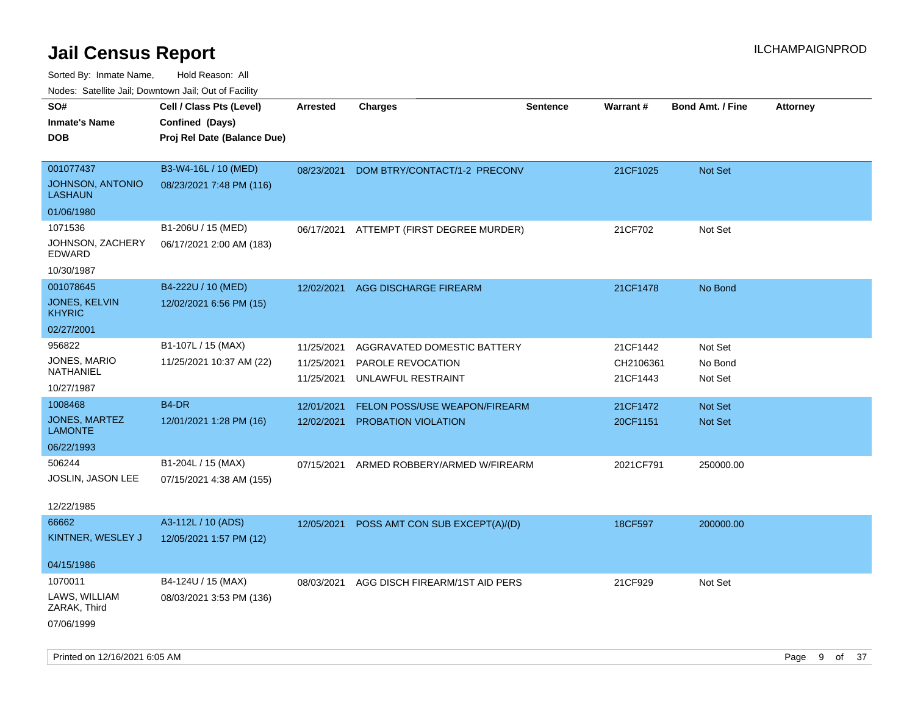# Jail Census Report

ILCHAMPAIGNPROD

Sorted By: Inmate Name, Hold Reason: All

Nodes: Satellite Jail; Downtown Jail; Out of Facility

| SO# / Inmate's Name / DOB | Cell / Class Pts (Level) / Confined (Days) / Proj Rel Date (Balance Due) | Arrested | Charges | Sentence | Warrant # | Bond Amt. / Fine | Attorney |
|---|---|---|---|---|---|---|---|
| 001077437<br>JOHNSON, ANTONIO LASHAUN<br>01/06/1980 | B3-W4-16L / 10 (MED)<br>08/23/2021 7:48 PM (116) | 08/23/2021 | DOM BTRY/CONTACT/1-2 PRECONV | | 21CF1025 | Not Set | |
| 1071536<br>JOHNSON, ZACHERY EDWARD<br>10/30/1987 | B1-206U / 15 (MED)<br>06/17/2021 2:00 AM (183) | 06/17/2021 | ATTEMPT (FIRST DEGREE MURDER) | | 21CF702 | Not Set | |
| 001078645<br>JONES, KELVIN KHYRIC<br>02/27/2001 | B4-222U / 10 (MED)<br>12/02/2021 6:56 PM (15) | 12/02/2021 | AGG DISCHARGE FIREARM | | 21CF1478 | No Bond | |
| 956822<br>JONES, MARIO NATHANIEL<br>10/27/1987 | B1-107L / 15 (MAX)<br>11/25/2021 10:37 AM (22) | 11/25/2021<br>11/25/2021<br>11/25/2021 | AGGRAVATED DOMESTIC BATTERY<br>PAROLE REVOCATION<br>UNLAWFUL RESTRAINT | | 21CF1442<br>CH2106361<br>21CF1443 | Not Set<br>No Bond<br>Not Set | |
| 1008468<br>JONES, MARTEZ LAMONTE<br>06/22/1993 | B4-DR<br>12/01/2021 1:28 PM (16) | 12/01/2021<br>12/02/2021 | FELON POSS/USE WEAPON/FIREARM<br>PROBATION VIOLATION | | 21CF1472<br>20CF1151 | Not Set<br>Not Set | |
| 506244<br>JOSLIN, JASON LEE<br>12/22/1985 | B1-204L / 15 (MAX)<br>07/15/2021 4:38 AM (155) | 07/15/2021 | ARMED ROBBERY/ARMED W/FIREARM | | 2021CF791 | 250000.00 | |
| 66662<br>KINTNER, WESLEY J<br>04/15/1986 | A3-112L / 10 (ADS)<br>12/05/2021 1:57 PM (12) | 12/05/2021 | POSS AMT CON SUB EXCEPT(A)/(D) | | 18CF597 | 200000.00 | |
| 1070011<br>LAWS, WILLIAM ZARAK, Third<br>07/06/1999 | B4-124U / 15 (MAX)<br>08/03/2021 3:53 PM (136) | 08/03/2021 | AGG DISCH FIREARM/1ST AID PERS | | 21CF929 | Not Set | |

Printed on 12/16/2021 6:05 AM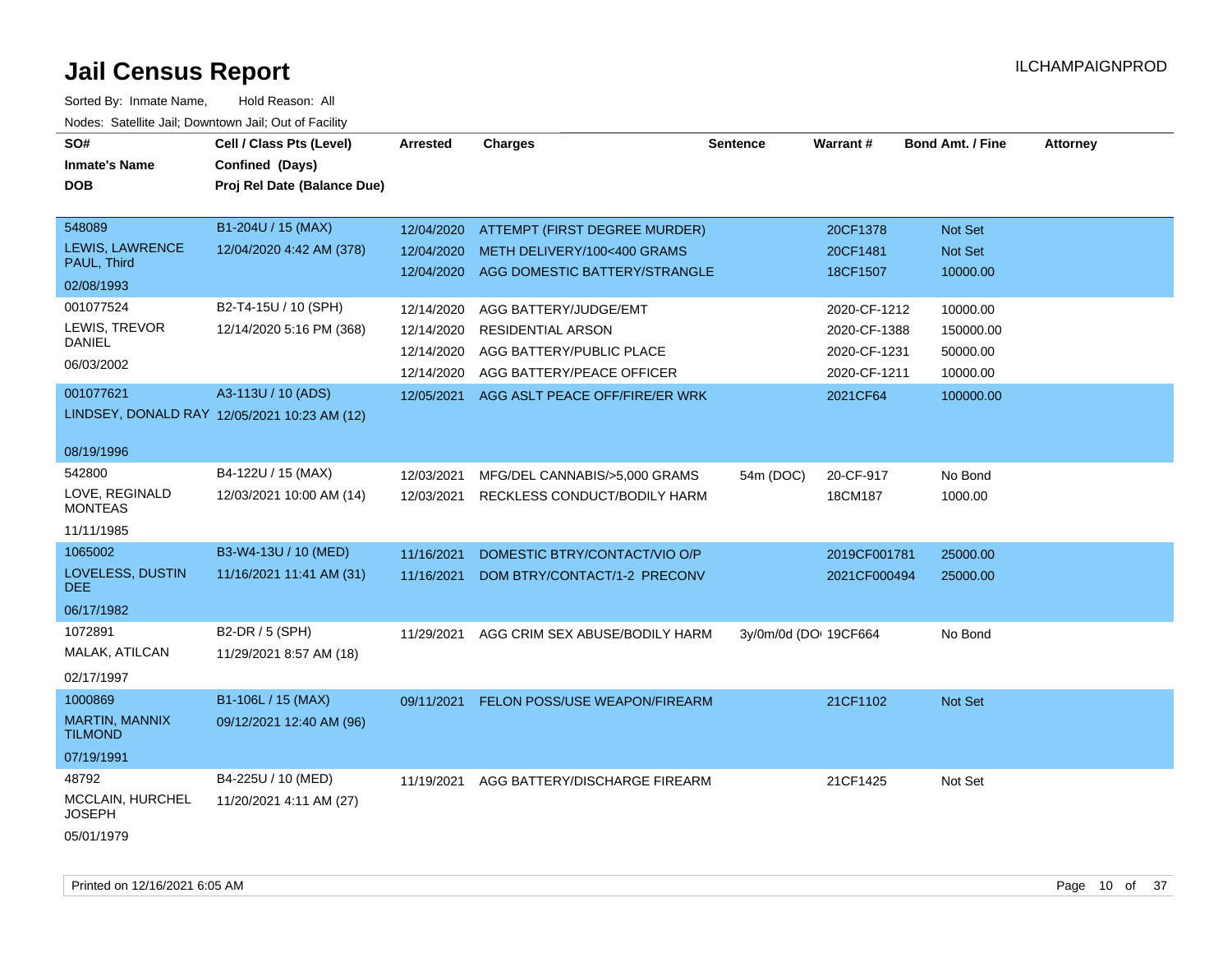# Jail Census Report

Sorted By: Inmate Name, Hold Reason: All

Nodes: Satellite Jail; Downtown Jail; Out of Facility

| SO# / Inmate's Name / DOB | Cell / Class Pts (Level) / Confined (Days) / Proj Rel Date (Balance Due) | Arrested | Charges | Sentence | Warrant # | Bond Amt. / Fine | Attorney |
|---|---|---|---|---|---|---|---|
| 548089<br>LEWIS, LAWRENCE PAUL, Third<br>02/08/1993 | B1-204U / 15 (MAX)<br>12/04/2020 4:42 AM (378) | 12/04/2020 | ATTEMPT (FIRST DEGREE MURDER) | | 20CF1378 | Not Set | |
| | | 12/04/2020 | METH DELIVERY/100<400 GRAMS | | 20CF1481 | Not Set | |
| | | 12/04/2020 | AGG DOMESTIC BATTERY/STRANGLE | | 18CF1507 | 10000.00 | |
| 001077524<br>LEWIS, TREVOR DANIEL<br>06/03/2002 | B2-T4-15U / 10 (SPH)<br>12/14/2020 5:16 PM (368) | 12/14/2020 | AGG BATTERY/JUDGE/EMT | | 2020-CF-1212 | 10000.00 | |
| | | 12/14/2020 | RESIDENTIAL ARSON | | 2020-CF-1388 | 150000.00 | |
| | | 12/14/2020 | AGG BATTERY/PUBLIC PLACE | | 2020-CF-1231 | 50000.00 | |
| | | 12/14/2020 | AGG BATTERY/PEACE OFFICER | | 2020-CF-1211 | 10000.00 | |
| 001077621<br>LINDSEY, DONALD RAY<br>08/19/1996 | A3-113U / 10 (ADS)<br>12/05/2021 10:23 AM (12) | 12/05/2021 | AGG ASLT PEACE OFF/FIRE/ER WRK | | 2021CF64 | 100000.00 | |
| 542800<br>LOVE, REGINALD MONTEAS<br>11/11/1985 | B4-122U / 15 (MAX)<br>12/03/2021 10:00 AM (14) | 12/03/2021 | MFG/DEL CANNABIS/>5,000 GRAMS | 54m (DOC) | 20-CF-917 | No Bond | |
| | | 12/03/2021 | RECKLESS CONDUCT/BODILY HARM | | 18CM187 | 1000.00 | |
| 1065002<br>LOVELESS, DUSTIN DEE<br>06/17/1982 | B3-W4-13U / 10 (MED)<br>11/16/2021 11:41 AM (31) | 11/16/2021 | DOMESTIC BTRY/CONTACT/VIO O/P | | 2019CF001781 | 25000.00 | |
| | | 11/16/2021 | DOM BTRY/CONTACT/1-2 PRECONV | | 2021CF000494 | 25000.00 | |
| 1072891<br>MALAK, ATILCAN<br>02/17/1997 | B2-DR / 5 (SPH)<br>11/29/2021 8:57 AM (18) | 11/29/2021 | AGG CRIM SEX ABUSE/BODILY HARM | 3y/0m/0d (DOI | 19CF664 | No Bond | |
| 1000869<br>MARTIN, MANNIX TILMOND<br>07/19/1991 | B1-106L / 15 (MAX)<br>09/12/2021 12:40 AM (96) | 09/11/2021 | FELON POSS/USE WEAPON/FIREARM | | 21CF1102 | Not Set | |
| 48792<br>MCCLAIN, HURCHEL JOSEPH<br>05/01/1979 | B4-225U / 10 (MED)<br>11/20/2021 4:11 AM (27) | 11/19/2021 | AGG BATTERY/DISCHARGE FIREARM | | 21CF1425 | Not Set | |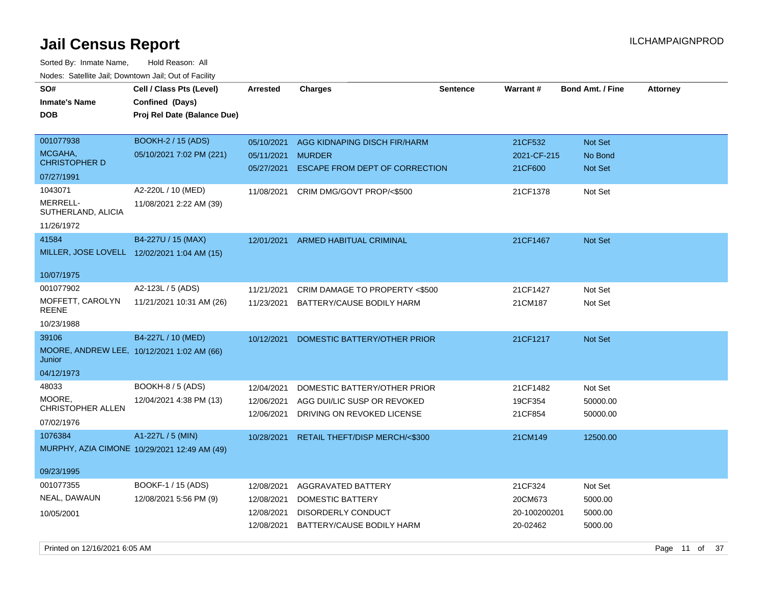# Jail Census Report

ILCHAMPAIGNPROD

Sorted By: Inmate Name, Hold Reason: All

Nodes: Satellite Jail; Downtown Jail; Out of Facility

| SO# / Inmate's Name / DOB | Cell / Class Pts (Level) / Confined (Days) / Proj Rel Date (Balance Due) | Arrested | Charges | Sentence | Warrant # | Bond Amt. / Fine | Attorney |
|---|---|---|---|---|---|---|---|
| 001077938<br>MCGAHA, CHRISTOPHER D<br>07/27/1991 | BOOKH-2 / 15 (ADS)<br>05/10/2021 7:02 PM (221) | 05/10/2021 | AGG KIDNAPING DISCH FIR/HARM | | 21CF532 | Not Set | |
| | | 05/11/2021 | MURDER | | 2021-CF-215 | No Bond | |
| | | 05/27/2021 | ESCAPE FROM DEPT OF CORRECTION | | 21CF600 | Not Set | |
| 1043071<br>MERRELL-SUTHERLAND, ALICIA<br>11/26/1972 | A2-220L / 10 (MED)<br>11/08/2021 2:22 AM (39) | 11/08/2021 | CRIM DMG/GOVT PROP/<$500 | | 21CF1378 | Not Set | |
| 41584<br>MILLER, JOSE LOVELL<br>10/07/1975 | B4-227U / 15 (MAX)<br>12/02/2021 1:04 AM (15) | 12/01/2021 | ARMED HABITUAL CRIMINAL | | 21CF1467 | Not Set | |
| 001077902<br>MOFFETT, CAROLYN REENE<br>10/23/1988 | A2-123L / 5 (ADS)<br>11/21/2021 10:31 AM (26) | 11/21/2021 | CRIM DAMAGE TO PROPERTY <$500 | | 21CF1427 | Not Set | |
| | | 11/23/2021 | BATTERY/CAUSE BODILY HARM | | 21CM187 | Not Set | |
| 39106<br>MOORE, ANDREW LEE, Junior<br>04/12/1973 | B4-227L / 10 (MED)<br>10/12/2021 1:02 AM (66) | 10/12/2021 | DOMESTIC BATTERY/OTHER PRIOR | | 21CF1217 | Not Set | |
| 48033<br>MOORE, CHRISTOPHER ALLEN<br>07/02/1976 | BOOKH-8 / 5 (ADS)<br>12/04/2021 4:38 PM (13) | 12/04/2021 | DOMESTIC BATTERY/OTHER PRIOR | | 21CF1482 | Not Set | |
| | | 12/06/2021 | AGG DUI/LIC SUSP OR REVOKED | | 19CF354 | 50000.00 | |
| | | 12/06/2021 | DRIVING ON REVOKED LICENSE | | 21CF854 | 50000.00 | |
| 1076384<br>MURPHY, AZIA CIMONE<br>09/23/1995 | A1-227L / 5 (MIN)<br>10/29/2021 12:49 AM (49) | 10/28/2021 | RETAIL THEFT/DISP MERCH/<$300 | | 21CM149 | 12500.00 | |
| 001077355<br>NEAL, DAWAUN<br>10/05/2001 | BOOKF-1 / 15 (ADS)<br>12/08/2021 5:56 PM (9) | 12/08/2021 | AGGRAVATED BATTERY | | 21CF324 | Not Set | |
| | | 12/08/2021 | DOMESTIC BATTERY | | 20CM673 | 5000.00 | |
| | | 12/08/2021 | DISORDERLY CONDUCT | | 20-100200201 | 5000.00 | |
| | | 12/08/2021 | BATTERY/CAUSE BODILY HARM | | 20-02462 | 5000.00 | |

Printed on 12/16/2021 6:05 AM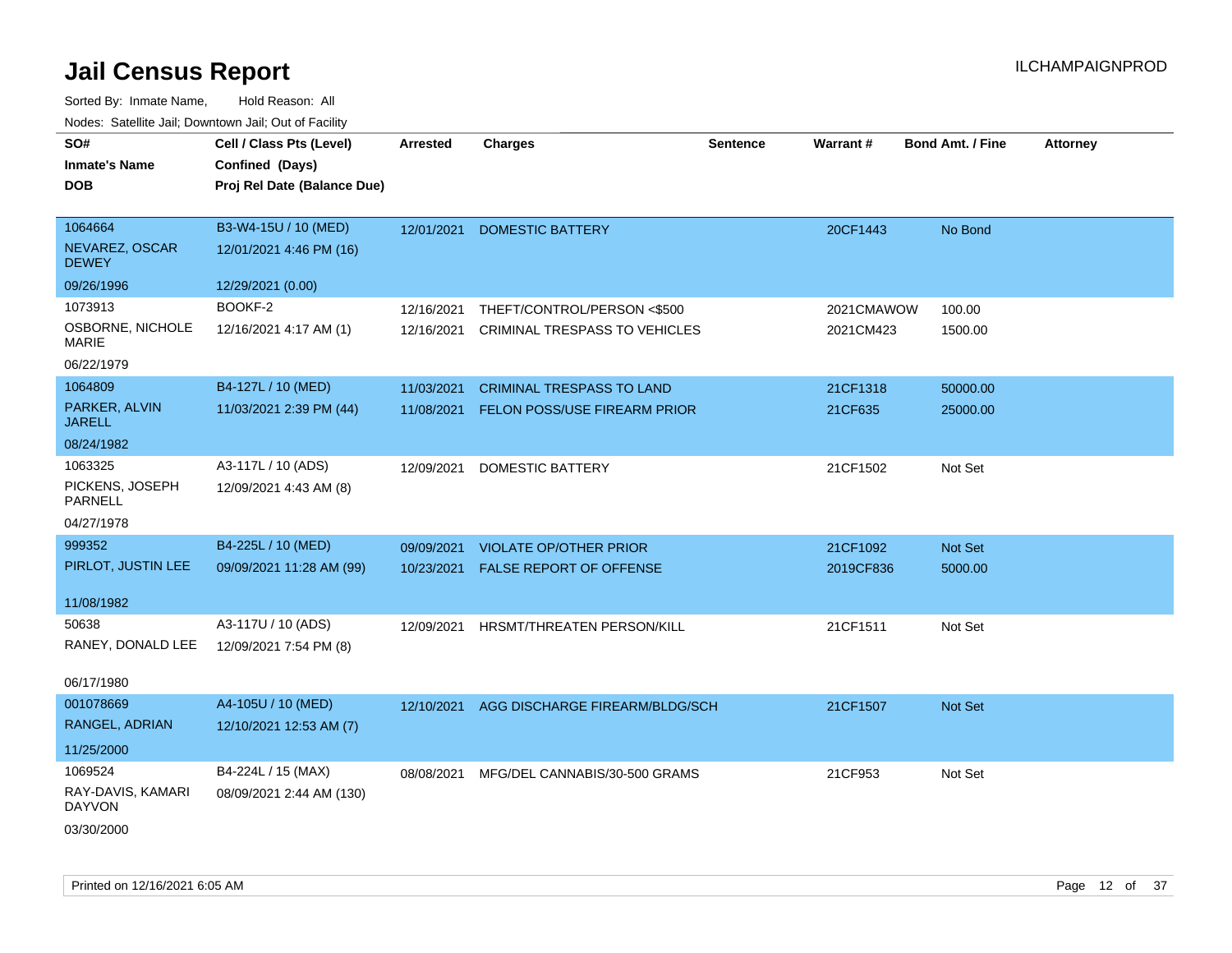# Jail Census Report

ILCHAMPAIGNPROD

Sorted By: Inmate Name, Hold Reason: All

Nodes: Satellite Jail; Downtown Jail; Out of Facility

| SO# / Inmate's Name / DOB | Cell / Class Pts (Level) / Confined (Days) / Proj Rel Date (Balance Due) | Arrested | Charges | Sentence | Warrant # | Bond Amt. / Fine | Attorney |
|---|---|---|---|---|---|---|---|
| 1064664<br>NEVAREZ, OSCAR DEWEY<br>09/26/1996 | B3-W4-15U / 10 (MED)<br>12/01/2021 4:46 PM (16)<br>12/29/2021 (0.00) | 12/01/2021 | DOMESTIC BATTERY | | 20CF1443 | No Bond | |
| 1073913<br>OSBORNE, NICHOLE MARIE<br>06/22/1979 | BOOKF-2<br>12/16/2021 4:17 AM (1) | 12/16/2021<br>12/16/2021 | THEFT/CONTROL/PERSON <$500<br>CRIMINAL TRESPASS TO VEHICLES | | 2021CMAWOW<br>2021CM423 | 100.00<br>1500.00 | |
| 1064809<br>PARKER, ALVIN JARELL<br>08/24/1982 | B4-127L / 10 (MED)<br>11/03/2021 2:39 PM (44) | 11/03/2021<br>11/08/2021 | CRIMINAL TRESPASS TO LAND<br>FELON POSS/USE FIREARM PRIOR | | 21CF1318<br>21CF635 | 50000.00<br>25000.00 | |
| 1063325<br>PICKENS, JOSEPH PARNELL<br>04/27/1978 | A3-117L / 10 (ADS)<br>12/09/2021 4:43 AM (8) | 12/09/2021 | DOMESTIC BATTERY | | 21CF1502 | Not Set | |
| 999352<br>PIRLOT, JUSTIN LEE<br>11/08/1982 | B4-225L / 10 (MED)<br>09/09/2021 11:28 AM (99) | 09/09/2021<br>10/23/2021 | VIOLATE OP/OTHER PRIOR<br>FALSE REPORT OF OFFENSE | | 21CF1092<br>2019CF836 | Not Set<br>5000.00 | |
| 50638<br>RANEY, DONALD LEE<br>06/17/1980 | A3-117U / 10 (ADS)<br>12/09/2021 7:54 PM (8) | 12/09/2021 | HRSMT/THREATEN PERSON/KILL | | 21CF1511 | Not Set | |
| 001078669<br>RANGEL, ADRIAN<br>11/25/2000 | A4-105U / 10 (MED)<br>12/10/2021 12:53 AM (7) | 12/10/2021 | AGG DISCHARGE FIREARM/BLDG/SCH | | 21CF1507 | Not Set | |
| 1069524<br>RAY-DAVIS, KAMARI DAYVON<br>03/30/2000 | B4-224L / 15 (MAX)<br>08/09/2021 2:44 AM (130) | 08/08/2021 | MFG/DEL CANNABIS/30-500 GRAMS | | 21CF953 | Not Set | |

Printed on 12/16/2021 6:05 AM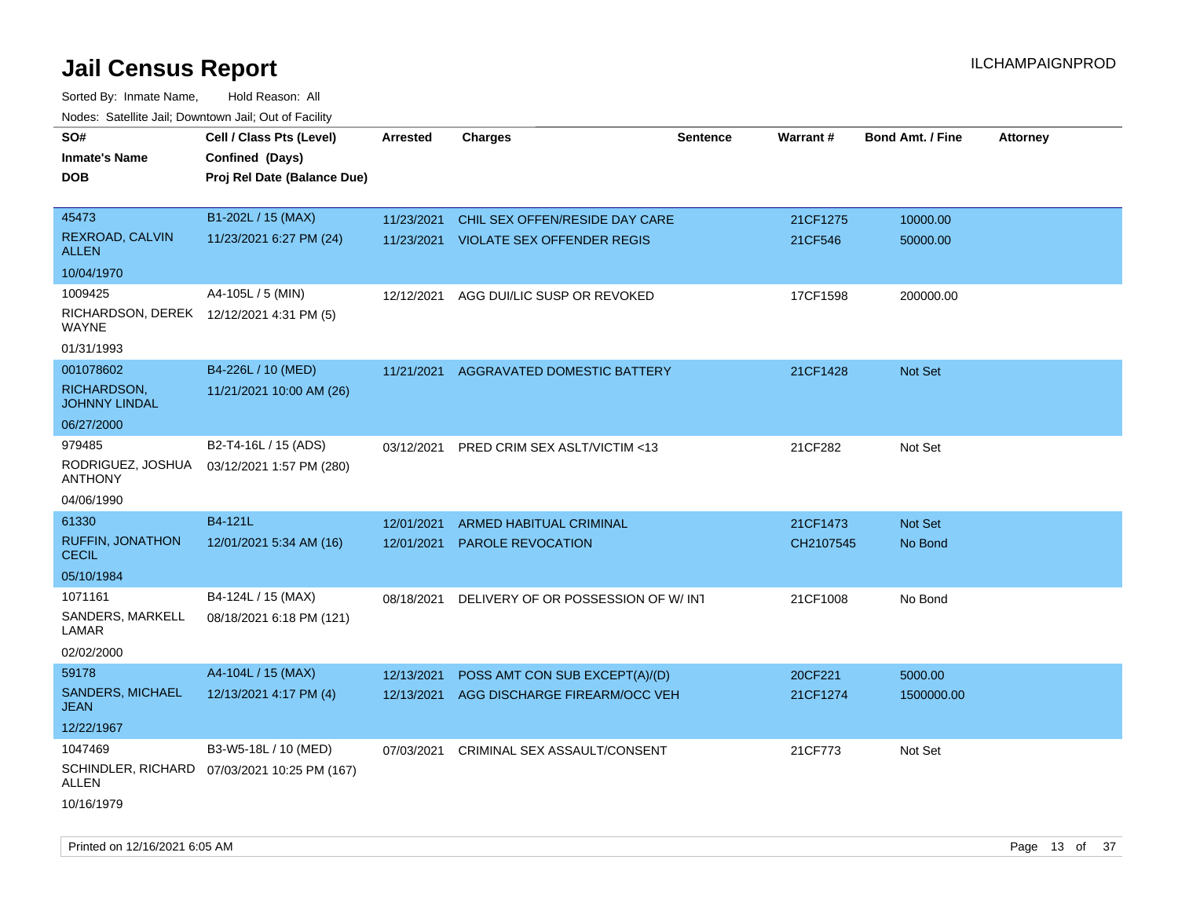# Jail Census Report

Sorted By: Inmate Name, Hold Reason: All

Nodes: Satellite Jail; Downtown Jail; Out of Facility

| SO# / Inmate's Name / DOB | Cell / Class Pts (Level) / Confined (Days) / Proj Rel Date (Balance Due) | Arrested | Charges | Sentence | Warrant # | Bond Amt. / Fine | Attorney |
|---|---|---|---|---|---|---|---|
| 45473<br>REXROAD, CALVIN ALLEN<br>10/04/1970 | B1-202L / 15 (MAX)<br>11/23/2021 6:27 PM (24) | 11/23/2021<br>11/23/2021 | CHIL SEX OFFEN/RESIDE DAY CARE<br>VIOLATE SEX OFFENDER REGIS | | 21CF1275<br>21CF546 | 10000.00<br>50000.00 | |
| 1009425<br>RICHARDSON, DEREK WAYNE<br>01/31/1993 | A4-105L / 5 (MIN)<br>12/12/2021 4:31 PM (5) | 12/12/2021 | AGG DUI/LIC SUSP OR REVOKED | | 17CF1598 | 200000.00 | |
| 001078602<br>RICHARDSON, JOHNNY LINDAL<br>06/27/2000 | B4-226L / 10 (MED)<br>11/21/2021 10:00 AM (26) | 11/21/2021 | AGGRAVATED DOMESTIC BATTERY | | 21CF1428 | Not Set | |
| 979485<br>RODRIGUEZ, JOSHUA ANTHONY<br>04/06/1990 | B2-T4-16L / 15 (ADS)<br>03/12/2021 1:57 PM (280) | 03/12/2021 | PRED CRIM SEX ASLT/VICTIM <13 | | 21CF282 | Not Set | |
| 61330<br>RUFFIN, JONATHON CECIL<br>05/10/1984 | B4-121L<br>12/01/2021 5:34 AM (16) | 12/01/2021<br>12/01/2021 | ARMED HABITUAL CRIMINAL<br>PAROLE REVOCATION | | 21CF1473<br>CH2107545 | Not Set<br>No Bond | |
| 1071161<br>SANDERS, MARKELL LAMAR<br>02/02/2000 | B4-124L / 15 (MAX)<br>08/18/2021 6:18 PM (121) | 08/18/2021 | DELIVERY OF OR POSSESSION OF W/ INT | | 21CF1008 | No Bond | |
| 59178<br>SANDERS, MICHAEL JEAN<br>12/22/1967 | A4-104L / 15 (MAX)<br>12/13/2021 4:17 PM (4) | 12/13/2021<br>12/13/2021 | POSS AMT CON SUB EXCEPT(A)/(D)<br>AGG DISCHARGE FIREARM/OCC VEH | | 20CF221<br>21CF1274 | 5000.00<br>1500000.00 | |
| 1047469<br>SCHINDLER, RICHARD ALLEN<br>10/16/1979 | B3-W5-18L / 10 (MED)<br>07/03/2021 10:25 PM (167) | 07/03/2021 | CRIMINAL SEX ASSAULT/CONSENT | | 21CF773 | Not Set | |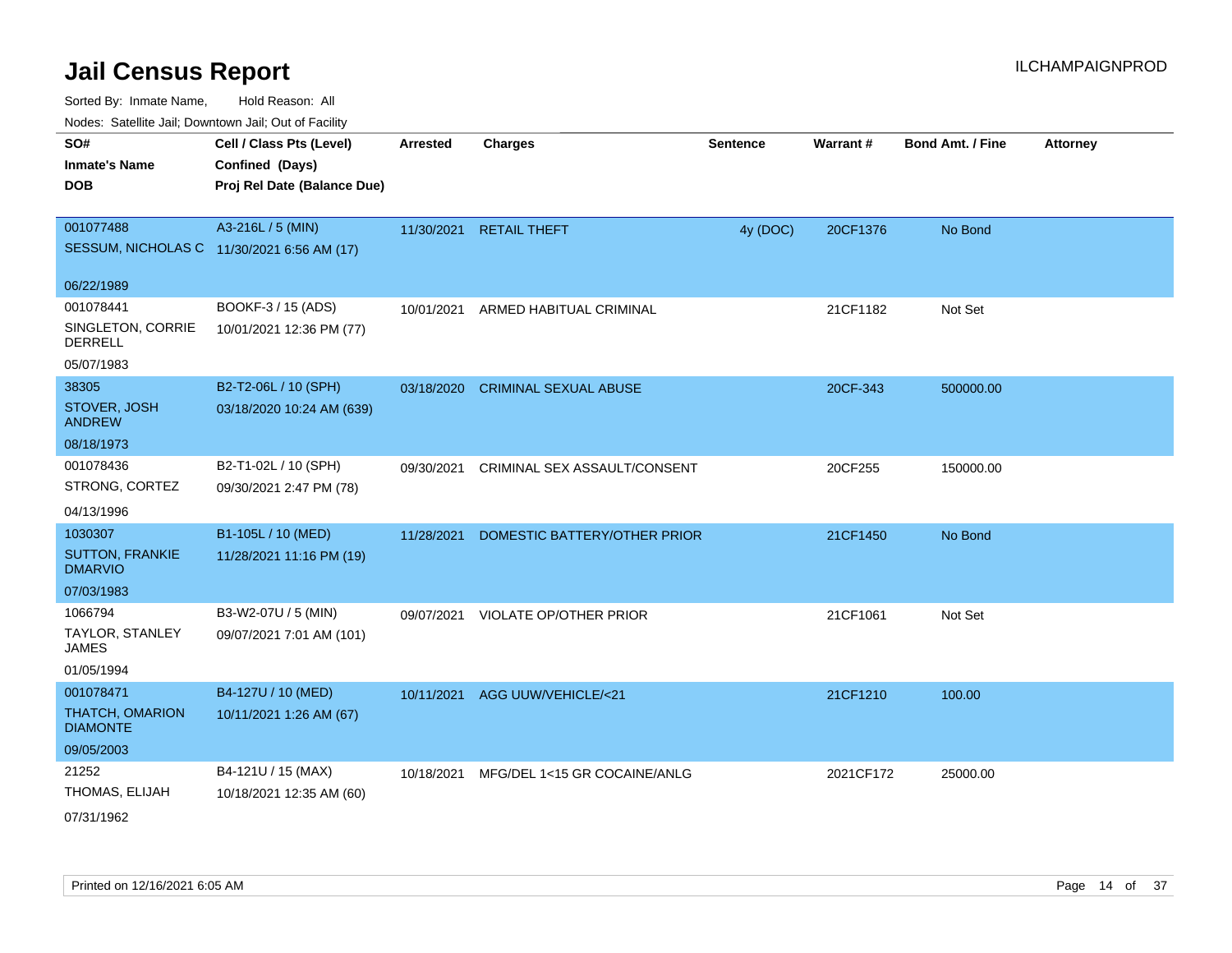# Jail Census Report

ILCHAMPAIGNPROD

Sorted By: Inmate Name, Hold Reason: All

Nodes: Satellite Jail; Downtown Jail; Out of Facility

| SO# / Inmate's Name / DOB | Cell / Class Pts (Level) / Confined (Days) / Proj Rel Date (Balance Due) | Arrested | Charges | Sentence | Warrant # | Bond Amt. / Fine | Attorney |
|---|---|---|---|---|---|---|---|
| 001077488<br>SESSUM, NICHOLAS C<br>06/22/1989 | A3-216L / 5 (MIN)<br>11/30/2021 6:56 AM (17) | 11/30/2021 | RETAIL THEFT | 4y (DOC) | 20CF1376 | No Bond | |
| 001078441<br>SINGLETON, CORRIE DERRELL<br>05/07/1983 | BOOKF-3 / 15 (ADS)<br>10/01/2021 12:36 PM (77) | 10/01/2021 | ARMED HABITUAL CRIMINAL | | 21CF1182 | Not Set | |
| 38305<br>STOVER, JOSH ANDREW<br>08/18/1973 | B2-T2-06L / 10 (SPH)<br>03/18/2020 10:24 AM (639) | 03/18/2020 | CRIMINAL SEXUAL ABUSE | | 20CF-343 | 500000.00 | |
| 001078436<br>STRONG, CORTEZ<br>04/13/1996 | B2-T1-02L / 10 (SPH)<br>09/30/2021 2:47 PM (78) | 09/30/2021 | CRIMINAL SEX ASSAULT/CONSENT | | 20CF255 | 150000.00 | |
| 1030307<br>SUTTON, FRANKIE DMARVIO<br>07/03/1983 | B1-105L / 10 (MED)<br>11/28/2021 11:16 PM (19) | 11/28/2021 | DOMESTIC BATTERY/OTHER PRIOR | | 21CF1450 | No Bond | |
| 1066794<br>TAYLOR, STANLEY JAMES<br>01/05/1994 | B3-W2-07U / 5 (MIN)<br>09/07/2021 7:01 AM (101) | 09/07/2021 | VIOLATE OP/OTHER PRIOR | | 21CF1061 | Not Set | |
| 001078471<br>THATCH, OMARION DIAMONTE<br>09/05/2003 | B4-127U / 10 (MED)<br>10/11/2021 1:26 AM (67) | 10/11/2021 | AGG UUW/VEHICLE/<21 | | 21CF1210 | 100.00 | |
| 21252<br>THOMAS, ELIJAH<br>07/31/1962 | B4-121U / 15 (MAX)<br>10/18/2021 12:35 AM (60) | 10/18/2021 | MFG/DEL 1<15 GR COCAINE/ANLG | | 2021CF172 | 25000.00 | |

Printed on 12/16/2021 6:05 AM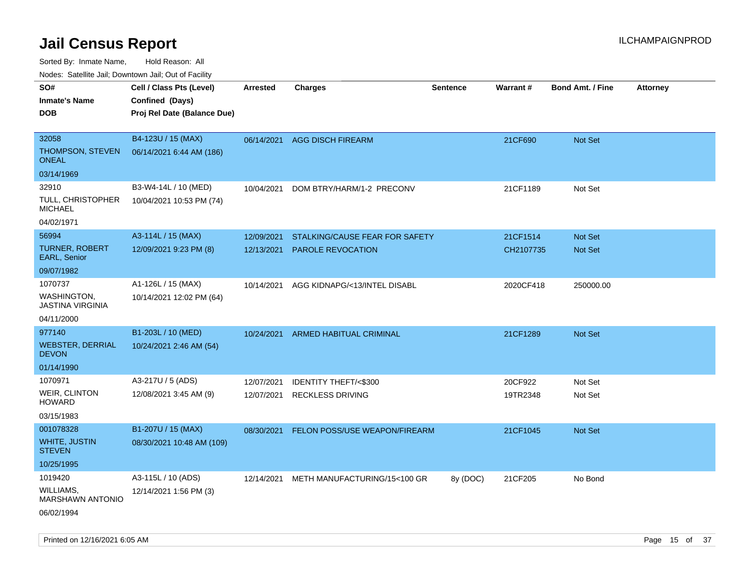# Jail Census Report

ILCHAMPAIGNPROD

Sorted By: Inmate Name, Hold Reason: All

Nodes: Satellite Jail; Downtown Jail; Out of Facility

| SO# / Inmate's Name / DOB | Cell / Class Pts (Level) / Confined (Days) / Proj Rel Date (Balance Due) | Arrested | Charges | Sentence | Warrant # | Bond Amt. / Fine | Attorney |
|---|---|---|---|---|---|---|---|
| 32058<br>THOMPSON, STEVEN ONEAL<br>03/14/1969 | B4-123U / 15 (MAX)<br>06/14/2021 6:44 AM (186) | 06/14/2021 | AGG DISCH FIREARM | | 21CF690 | Not Set | |
| 32910<br>TULL, CHRISTOPHER MICHAEL<br>04/02/1971 | B3-W4-14L / 10 (MED)<br>10/04/2021 10:53 PM (74) | 10/04/2021 | DOM BTRY/HARM/1-2 PRECONV | | 21CF1189 | Not Set | |
| 56994<br>TURNER, ROBERT EARL, Senior<br>09/07/1982 | A3-114L / 15 (MAX)<br>12/09/2021 9:23 PM (8) | 12/09/2021<br>12/13/2021 | STALKING/CAUSE FEAR FOR SAFETY<br>PAROLE REVOCATION | | 21CF1514<br>CH2107735 | Not Set<br>Not Set | |
| 1070737<br>WASHINGTON, JASTINA VIRGINIA<br>04/11/2000 | A1-126L / 15 (MAX)<br>10/14/2021 12:02 PM (64) | 10/14/2021 | AGG KIDNAPG/<13/INTEL DISABL | | 2020CF418 | 250000.00 | |
| 977140<br>WEBSTER, DERRIAL DEVON<br>01/14/1990 | B1-203L / 10 (MED)<br>10/24/2021 2:46 AM (54) | 10/24/2021 | ARMED HABITUAL CRIMINAL | | 21CF1289 | Not Set | |
| 1070971<br>WEIR, CLINTON HOWARD<br>03/15/1983 | A3-217U / 5 (ADS)<br>12/08/2021 3:45 AM (9) | 12/07/2021<br>12/07/2021 | IDENTITY THEFT/<$300<br>RECKLESS DRIVING | | 20CF922<br>19TR2348 | Not Set<br>Not Set | |
| 001078328<br>WHITE, JUSTIN STEVEN<br>10/25/1995 | B1-207U / 15 (MAX)<br>08/30/2021 10:48 AM (109) | 08/30/2021 | FELON POSS/USE WEAPON/FIREARM | | 21CF1045 | Not Set | |
| 1019420<br>WILLIAMS, MARSHAWN ANTONIO<br>06/02/1994 | A3-115L / 10 (ADS)<br>12/14/2021 1:56 PM (3) | 12/14/2021 | METH MANUFACTURING/15<100 GR | 8y (DOC) | 21CF205 | No Bond | |

Printed on 12/16/2021 6:05 AM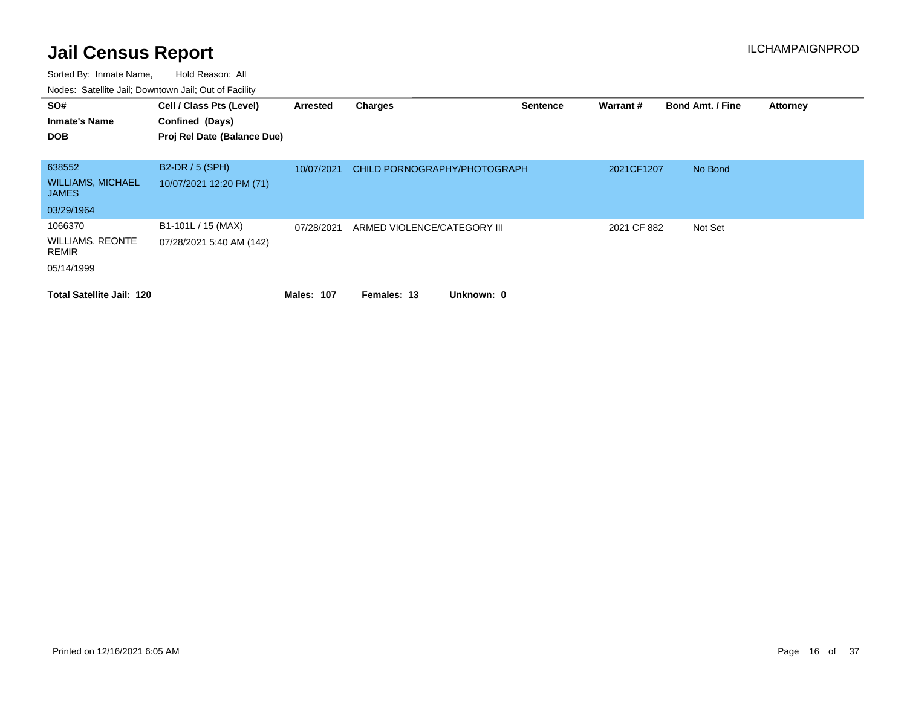# Jail Census Report

ILCHAMPAIGNPROD

Sorted By: Inmate Name, Hold Reason: All

Nodes: Satellite Jail; Downtown Jail; Out of Facility

| SO# / Inmate's Name / DOB | Cell / Class Pts (Level) / Confined (Days) / Proj Rel Date (Balance Due) | Arrested | Charges | Sentence | Warrant # | Bond Amt. / Fine | Attorney |
|---|---|---|---|---|---|---|---|
| 638552<br>WILLIAMS, MICHAEL JAMES<br>03/29/1964 | B2-DR / 5 (SPH)<br>10/07/2021 12:20 PM (71) | 10/07/2021 | CHILD PORNOGRAPHY/PHOTOGRAPH | | 2021CF1207 | No Bond | |
| 1066370<br>WILLIAMS, REONTE REMIR<br>05/14/1999 | B1-101L / 15 (MAX)<br>07/28/2021 5:40 AM (142) | 07/28/2021 | ARMED VIOLENCE/CATEGORY III | | 2021 CF 882 | Not Set | |

**Total Satellite Jail: 120** **Males: 107** **Females: 13** **Unknown: 0**

Printed on 12/16/2021 6:05 AM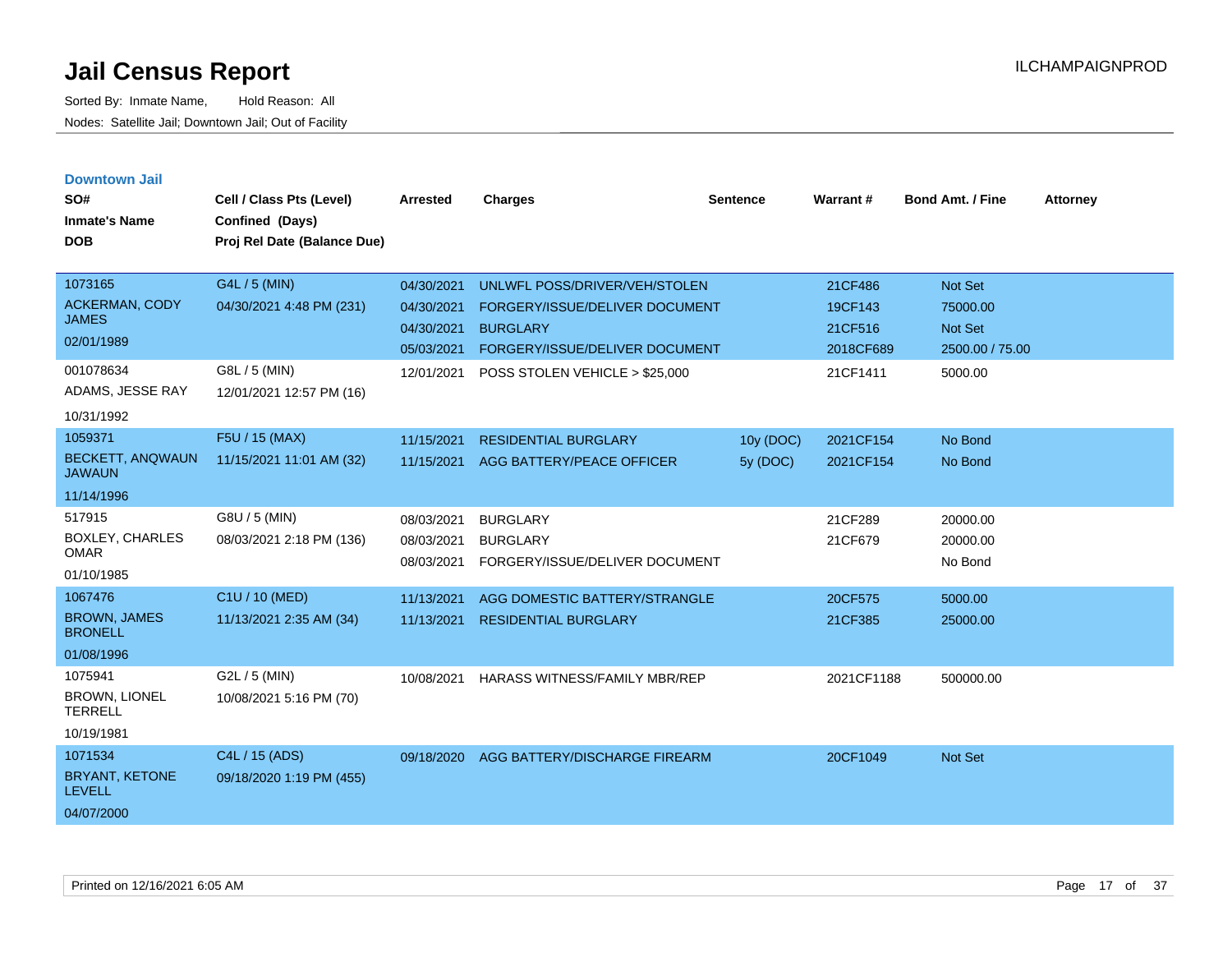# Jail Census Report

Sorted By: Inmate Name, Hold Reason: All

Nodes: Satellite Jail; Downtown Jail; Out of Facility

ILCHAMPAIGNPROD

## Downtown Jail

| SO# / Inmate's Name / DOB | Cell / Class Pts (Level) / Confined (Days) / Proj Rel Date (Balance Due) | Arrested | Charges | Sentence | Warrant # | Bond Amt. / Fine | Attorney |
|---|---|---|---|---|---|---|---|
| 1073165 | G4L / 5 (MIN) | 04/30/2021 | UNLWFL POSS/DRIVER/VEH/STOLEN | | 21CF486 | Not Set | |
| ACKERMAN, CODY JAMES | 04/30/2021 4:48 PM (231) | 04/30/2021 | FORGERY/ISSUE/DELIVER DOCUMENT | | 19CF143 | 75000.00 | |
| 02/01/1989 | | 04/30/2021 | BURGLARY | | 21CF516 | Not Set | |
| | | 05/03/2021 | FORGERY/ISSUE/DELIVER DOCUMENT | | 2018CF689 | 2500.00 / 75.00 | |
| 001078634 | G8L / 5 (MIN) | 12/01/2021 | POSS STOLEN VEHICLE > $25,000 | | 21CF1411 | 5000.00 | |
| ADAMS, JESSE RAY | 12/01/2021 12:57 PM (16) | | | | | | |
| 10/31/1992 | | | | | | | |
| 1059371 | F5U / 15 (MAX) | 11/15/2021 | RESIDENTIAL BURGLARY | 10y (DOC) | 2021CF154 | No Bond | |
| BECKETT, ANQWAUN JAWAUN | 11/15/2021 11:01 AM (32) | 11/15/2021 | AGG BATTERY/PEACE OFFICER | 5y (DOC) | 2021CF154 | No Bond | |
| 11/14/1996 | | | | | | | |
| 517915 | G8U / 5 (MIN) | 08/03/2021 | BURGLARY | | 21CF289 | 20000.00 | |
| BOXLEY, CHARLES OMAR | 08/03/2021 2:18 PM (136) | 08/03/2021 | BURGLARY | | 21CF679 | 20000.00 | |
| 01/10/1985 | | 08/03/2021 | FORGERY/ISSUE/DELIVER DOCUMENT | | | No Bond | |
| 1067476 | C1U / 10 (MED) | 11/13/2021 | AGG DOMESTIC BATTERY/STRANGLE | | 20CF575 | 5000.00 | |
| BROWN, JAMES BRONELL | 11/13/2021 2:35 AM (34) | 11/13/2021 | RESIDENTIAL BURGLARY | | 21CF385 | 25000.00 | |
| 01/08/1996 | | | | | | | |
| 1075941 | G2L / 5 (MIN) | 10/08/2021 | HARASS WITNESS/FAMILY MBR/REP | | 2021CF1188 | 500000.00 | |
| BROWN, LIONEL TERRELL | 10/08/2021 5:16 PM (70) | | | | | | |
| 10/19/1981 | | | | | | | |
| 1071534 | C4L / 15 (ADS) | 09/18/2020 | AGG BATTERY/DISCHARGE FIREARM | | 20CF1049 | Not Set | |
| BRYANT, KETONE LEVELL | 09/18/2020 1:19 PM (455) | | | | | | |
| 04/07/2000 | | | | | | | |

Printed on 12/16/2021 6:05 AM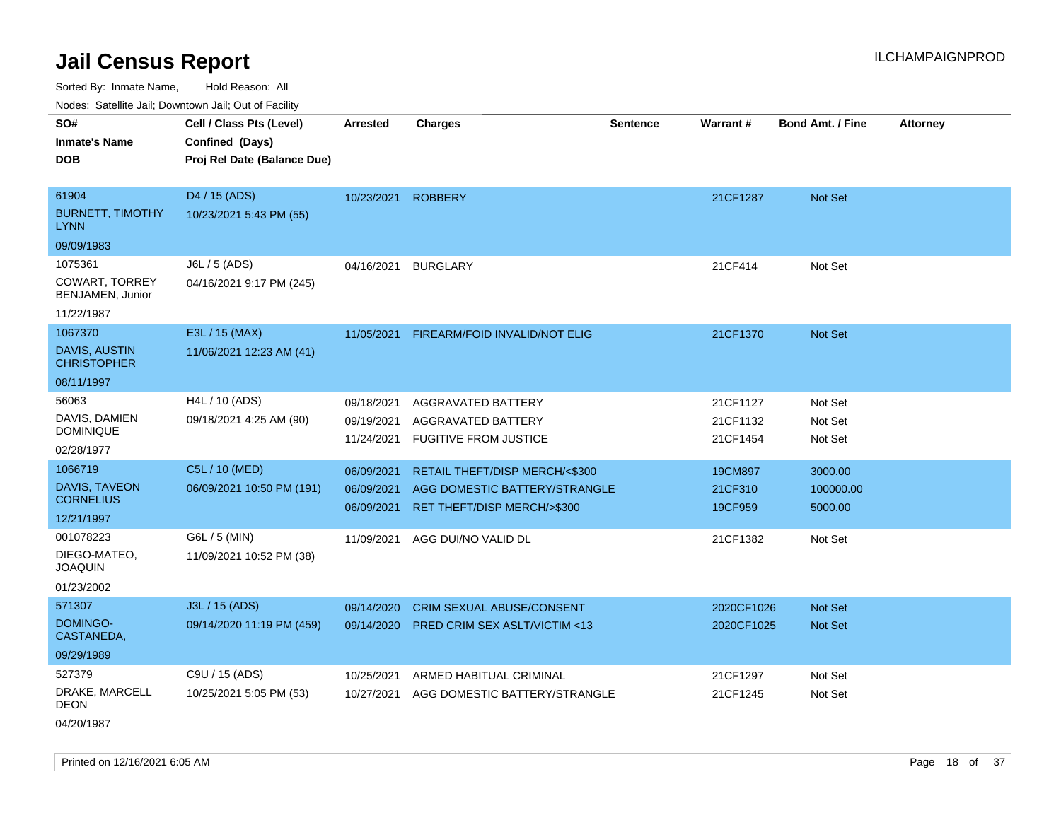# Jail Census Report

ILCHAMPAIGNPROD

Sorted By: Inmate Name, Hold Reason: All

Nodes: Satellite Jail; Downtown Jail; Out of Facility

| SO# / Inmate's Name / DOB | Cell / Class Pts (Level) / Confined (Days) / Proj Rel Date (Balance Due) | Arrested | Charges | Sentence | Warrant # | Bond Amt. / Fine | Attorney |
|---|---|---|---|---|---|---|---|
| 61904<br>BURNETT, TIMOTHY LYNN<br>09/09/1983 | D4 / 15 (ADS)<br>10/23/2021 5:43 PM (55) | 10/23/2021 | ROBBERY | | 21CF1287 | Not Set | |
| 1075361<br>COWART, TORREY BENJAMEN, Junior<br>11/22/1987 | J6L / 5 (ADS)<br>04/16/2021 9:17 PM (245) | 04/16/2021 | BURGLARY | | 21CF414 | Not Set | |
| 1067370<br>DAVIS, AUSTIN CHRISTOPHER<br>08/11/1997 | E3L / 15 (MAX)<br>11/06/2021 12:23 AM (41) | 11/05/2021 | FIREARM/FOID INVALID/NOT ELIG | | 21CF1370 | Not Set | |
| 56063<br>DAVIS, DAMIEN DOMINIQUE<br>02/28/1977 | H4L / 10 (ADS)<br>09/18/2021 4:25 AM (90) | 09/18/2021 | AGGRAVATED BATTERY | | 21CF1127 | Not Set | |
| | | 09/19/2021 | AGGRAVATED BATTERY | | 21CF1132 | Not Set | |
| | | 11/24/2021 | FUGITIVE FROM JUSTICE | | 21CF1454 | Not Set | |
| 1066719<br>DAVIS, TAVEON CORNELIUS<br>12/21/1997 | C5L / 10 (MED)<br>06/09/2021 10:50 PM (191) | 06/09/2021 | RETAIL THEFT/DISP MERCH/<$300 | | 19CM897 | 3000.00 | |
| | | 06/09/2021 | AGG DOMESTIC BATTERY/STRANGLE | | 21CF310 | 100000.00 | |
| | | 06/09/2021 | RET THEFT/DISP MERCH/>$300 | | 19CF959 | 5000.00 | |
| 001078223<br>DIEGO-MATEO, JOAQUIN<br>01/23/2002 | G6L / 5 (MIN)<br>11/09/2021 10:52 PM (38) | 11/09/2021 | AGG DUI/NO VALID DL | | 21CF1382 | Not Set | |
| 571307<br>DOMINGO-CASTANEDA,<br>09/29/1989 | J3L / 15 (ADS)<br>09/14/2020 11:19 PM (459) | 09/14/2020 | CRIM SEXUAL ABUSE/CONSENT | | 2020CF1026 | Not Set | |
| | | 09/14/2020 | PRED CRIM SEX ASLT/VICTIM <13 | | 2020CF1025 | Not Set | |
| 527379<br>DRAKE, MARCELL DEON<br>04/20/1987 | C9U / 15 (ADS)<br>10/25/2021 5:05 PM (53) | 10/25/2021 | ARMED HABITUAL CRIMINAL | | 21CF1297 | Not Set | |
| | | 10/27/2021 | AGG DOMESTIC BATTERY/STRANGLE | | 21CF1245 | Not Set | |

Printed on 12/16/2021 6:05 AM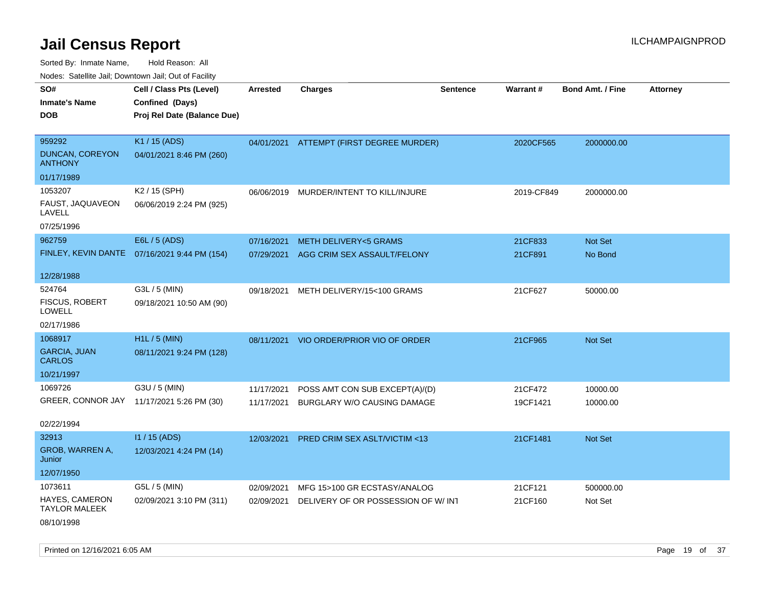# Jail Census Report

ILCHAMPAIGNPROD

Sorted By: Inmate Name, Hold Reason: All

Nodes: Satellite Jail; Downtown Jail; Out of Facility

| SO# / Inmate's Name / DOB | Cell / Class Pts (Level) / Confined (Days) / Proj Rel Date (Balance Due) | Arrested | Charges | Sentence | Warrant # | Bond Amt. / Fine | Attorney |
|---|---|---|---|---|---|---|---|
| 959292<br>DUNCAN, COREYON ANTHONY<br>01/17/1989 | K1 / 15 (ADS)<br>04/01/2021 8:46 PM (260) | 04/01/2021 | ATTEMPT (FIRST DEGREE MURDER) | | 2020CF565 | 2000000.00 | |
| 1053207<br>FAUST, JAQUAVEON LAVELL<br>07/25/1996 | K2 / 15 (SPH)<br>06/06/2019 2:24 PM (925) | 06/06/2019 | MURDER/INTENT TO KILL/INJURE | | 2019-CF849 | 2000000.00 | |
| 962759<br>FINLEY, KEVIN DANTE<br>12/28/1988 | E6L / 5 (ADS)<br>07/16/2021 9:44 PM (154) | 07/16/2021<br>07/29/2021 | METH DELIVERY<5 GRAMS<br>AGG CRIM SEX ASSAULT/FELONY | | 21CF833<br>21CF891 | Not Set<br>No Bond | |
| 524764<br>FISCUS, ROBERT LOWELL<br>02/17/1986 | G3L / 5 (MIN)<br>09/18/2021 10:50 AM (90) | 09/18/2021 | METH DELIVERY/15<100 GRAMS | | 21CF627 | 50000.00 | |
| 1068917<br>GARCIA, JUAN CARLOS<br>10/21/1997 | H1L / 5 (MIN)<br>08/11/2021 9:24 PM (128) | 08/11/2021 | VIO ORDER/PRIOR VIO OF ORDER | | 21CF965 | Not Set | |
| 1069726<br>GREER, CONNOR JAY<br>02/22/1994 | G3U / 5 (MIN)<br>11/17/2021 5:26 PM (30) | 11/17/2021<br>11/17/2021 | POSS AMT CON SUB EXCEPT(A)/(D)<br>BURGLARY W/O CAUSING DAMAGE | | 21CF472<br>19CF1421 | 10000.00<br>10000.00 | |
| 32913<br>GROB, WARREN A, Junior<br>12/07/1950 | I1 / 15 (ADS)<br>12/03/2021 4:24 PM (14) | 12/03/2021 | PRED CRIM SEX ASLT/VICTIM <13 | | 21CF1481 | Not Set | |
| 1073611<br>HAYES, CAMERON TAYLOR MALEEK<br>08/10/1998 | G5L / 5 (MIN)<br>02/09/2021 3:10 PM (311) | 02/09/2021<br>02/09/2021 | MFG 15>100 GR ECSTASY/ANALOG<br>DELIVERY OF OR POSSESSION OF W/ INT | | 21CF121<br>21CF160 | 500000.00<br>Not Set | |

Printed on 12/16/2021 6:05 AM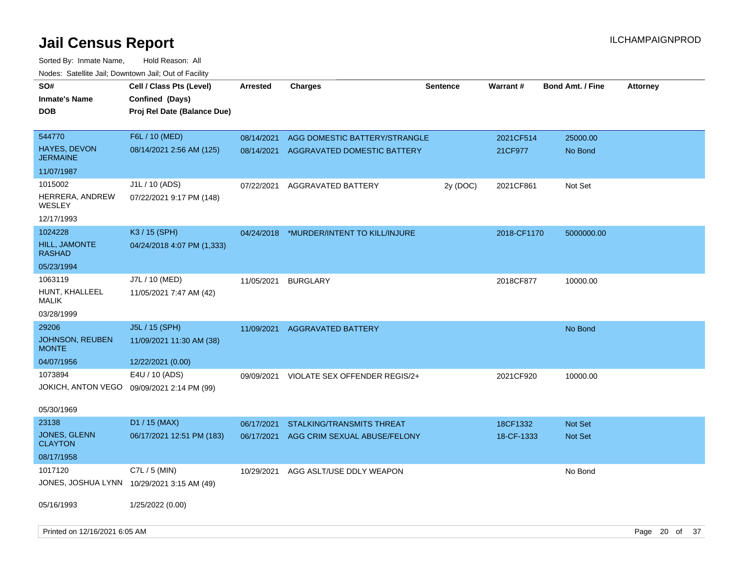# Jail Census Report

Sorted By: Inmate Name, Hold Reason: All

Nodes: Satellite Jail; Downtown Jail; Out of Facility

| SO#<br>Inmate's Name<br>DOB | Cell / Class Pts (Level)<br>Confined (Days)<br>Proj Rel Date (Balance Due) | Arrested | Charges | Sentence | Warrant # | Bond Amt. / Fine | Attorney |
|---|---|---|---|---|---|---|---|
| 544770<br>HAYES, DEVON JERMAINE<br>11/07/1987 | F6L / 10 (MED)<br>08/14/2021 2:56 AM (125) | 08/14/2021<br>08/14/2021 | AGG DOMESTIC BATTERY/STRANGLE<br>AGGRAVATED DOMESTIC BATTERY | | 2021CF514<br>21CF977 | 25000.00<br>No Bond | |
| 1015002<br>HERRERA, ANDREW WESLEY<br>12/17/1993 | J1L / 10 (ADS)<br>07/22/2021 9:17 PM (148) | 07/22/2021 | AGGRAVATED BATTERY | 2y (DOC) | 2021CF861 | Not Set | |
| 1024228<br>HILL, JAMONTE RASHAD<br>05/23/1994 | K3 / 15 (SPH)<br>04/24/2018 4:07 PM (1,333) | 04/24/2018 | *MURDER/INTENT TO KILL/INJURE | | 2018-CF1170 | 5000000.00 | |
| 1063119<br>HUNT, KHALLEEL MALIK<br>03/28/1999 | J7L / 10 (MED)<br>11/05/2021 7:47 AM (42) | 11/05/2021 | BURGLARY | | 2018CF877 | 10000.00 | |
| 29206<br>JOHNSON, REUBEN MONTE<br>04/07/1956 | J5L / 15 (SPH)<br>11/09/2021 11:30 AM (38)<br>12/22/2021 (0.00) | 11/09/2021 | AGGRAVATED BATTERY | | | No Bond | |
| 1073894<br>JOKICH, ANTON VEGO<br>05/30/1969 | E4U / 10 (ADS)<br>09/09/2021 2:14 PM (99) | 09/09/2021 | VIOLATE SEX OFFENDER REGIS/2+ | | 2021CF920 | 10000.00 | |
| 23138<br>JONES, GLENN CLAYTON<br>08/17/1958 | D1 / 15 (MAX)<br>06/17/2021 12:51 PM (183) | 06/17/2021<br>06/17/2021 | STALKING/TRANSMITS THREAT<br>AGG CRIM SEXUAL ABUSE/FELONY | | 18CF1332<br>18-CF-1333 | Not Set<br>Not Set | |
| 1017120<br>JONES, JOSHUA LYNN<br>05/16/1993 | C7L / 5 (MIN)<br>10/29/2021 3:15 AM (49)<br>1/25/2022 (0.00) | 10/29/2021 | AGG ASLT/USE DDLY WEAPON | | | No Bond | |

Printed on 12/16/2021 6:05 AM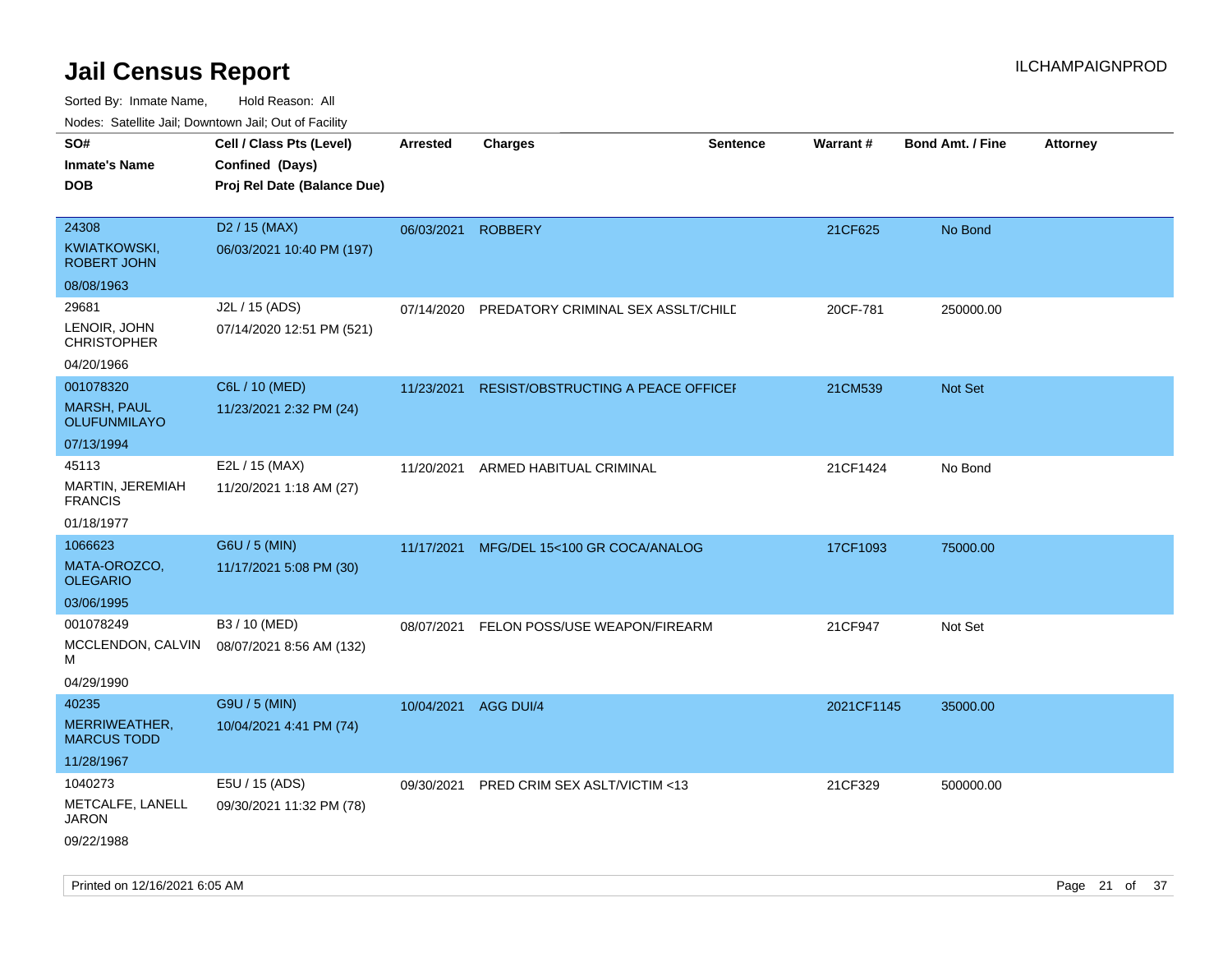# Jail Census Report

ILCHAMPAIGNPROD

Sorted By: Inmate Name, Hold Reason: All

Nodes: Satellite Jail; Downtown Jail; Out of Facility

| SO# / Inmate's Name / DOB | Cell / Class Pts (Level) / Confined (Days) / Proj Rel Date (Balance Due) | Arrested | Charges | Sentence | Warrant # | Bond Amt. / Fine | Attorney |
|---|---|---|---|---|---|---|---|
| 24308<br>KWIATKOWSKI, ROBERT JOHN<br>08/08/1963 | D2 / 15 (MAX)<br>06/03/2021 10:40 PM (197) | 06/03/2021 | ROBBERY | | 21CF625 | No Bond | |
| 29681<br>LENOIR, JOHN CHRISTOPHER<br>04/20/1966 | J2L / 15 (ADS)<br>07/14/2020 12:51 PM (521) | 07/14/2020 | PREDATORY CRIMINAL SEX ASSLT/CHILD | | 20CF-781 | 250000.00 | |
| 001078320<br>MARSH, PAUL OLUFUNMILAYO<br>07/13/1994 | C6L / 10 (MED)<br>11/23/2021 2:32 PM (24) | 11/23/2021 | RESIST/OBSTRUCTING A PEACE OFFICER | | 21CM539 | Not Set | |
| 45113<br>MARTIN, JEREMIAH FRANCIS<br>01/18/1977 | E2L / 15 (MAX)<br>11/20/2021 1:18 AM (27) | 11/20/2021 | ARMED HABITUAL CRIMINAL | | 21CF1424 | No Bond | |
| 1066623<br>MATA-OROZCO, OLEGARIO<br>03/06/1995 | G6U / 5 (MIN)<br>11/17/2021 5:08 PM (30) | 11/17/2021 | MFG/DEL 15<100 GR COCA/ANALOG | | 17CF1093 | 75000.00 | |
| 001078249<br>MCCLENDON, CALVIN M<br>04/29/1990 | B3 / 10 (MED)<br>08/07/2021 8:56 AM (132) | 08/07/2021 | FELON POSS/USE WEAPON/FIREARM | | 21CF947 | Not Set | |
| 40235<br>MERRIWEATHER, MARCUS TODD<br>11/28/1967 | G9U / 5 (MIN)<br>10/04/2021 4:41 PM (74) | 10/04/2021 | AGG DUI/4 | | 2021CF1145 | 35000.00 | |
| 1040273<br>METCALFE, LANELL JARON<br>09/22/1988 | E5U / 15 (ADS)<br>09/30/2021 11:32 PM (78) | 09/30/2021 | PRED CRIM SEX ASLT/VICTIM <13 | | 21CF329 | 500000.00 | |

Printed on 12/16/2021 6:05 AM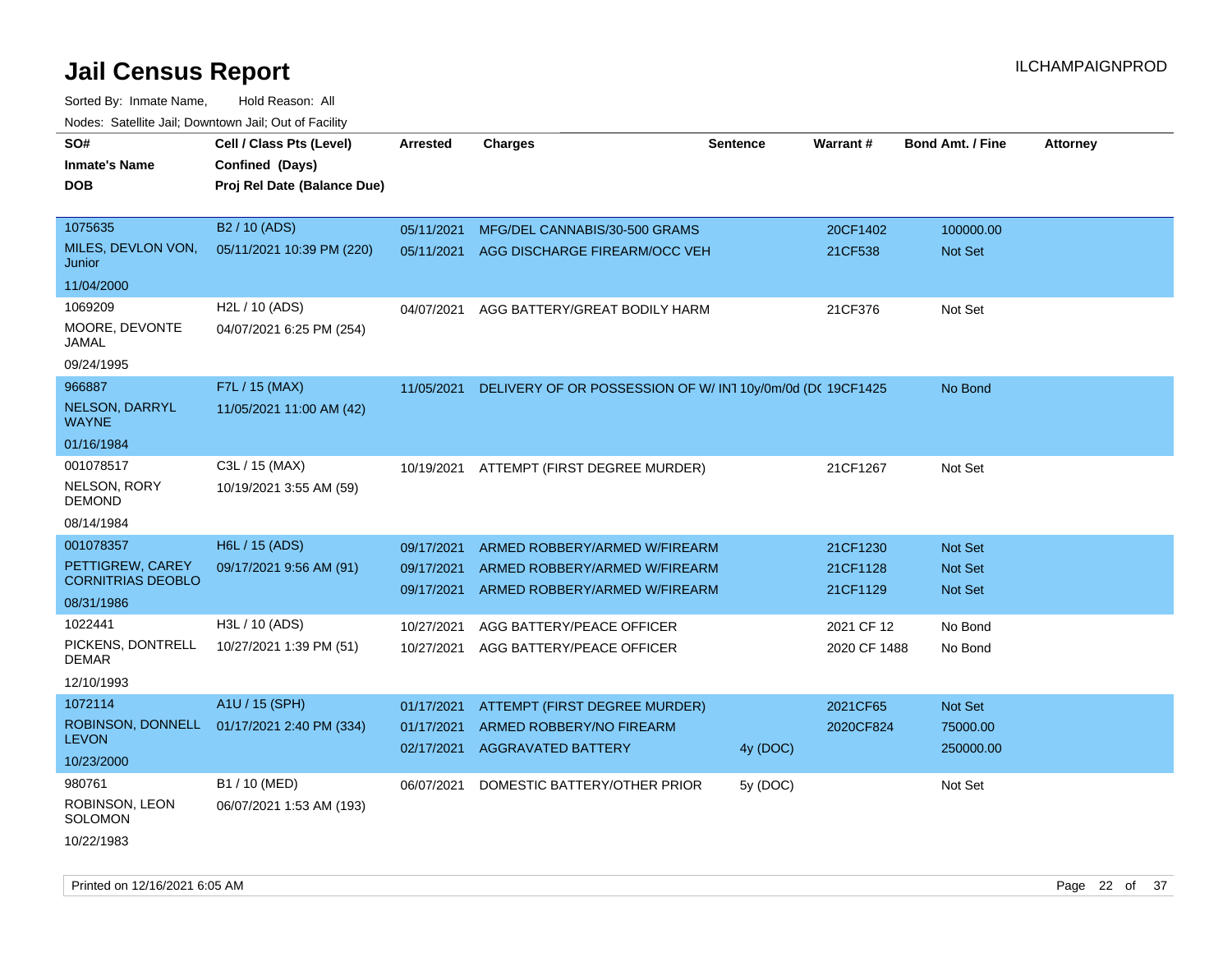# Jail Census Report

ILCHAMPAIGNPROD

Sorted By: Inmate Name, Hold Reason: All

Nodes: Satellite Jail; Downtown Jail; Out of Facility

| SO# / Inmate's Name / DOB | Cell / Class Pts (Level) / Confined (Days) / Proj Rel Date (Balance Due) | Arrested | Charges | Sentence | Warrant # | Bond Amt. / Fine | Attorney |
|---|---|---|---|---|---|---|---|
| 1075635<br>MILES, DEVLON VON, Junior<br>11/04/2000 | B2 / 10 (ADS)<br>05/11/2021 10:39 PM (220) | 05/11/2021 | MFG/DEL CANNABIS/30-500 GRAMS | | 20CF1402 | 100000.00 | |
| | | 05/11/2021 | AGG DISCHARGE FIREARM/OCC VEH | | 21CF538 | Not Set | |
| 1069209<br>MOORE, DEVONTE JAMAL<br>09/24/1995 | H2L / 10 (ADS)<br>04/07/2021 6:25 PM (254) | 04/07/2021 | AGG BATTERY/GREAT BODILY HARM | | 21CF376 | Not Set | |
| 966887<br>NELSON, DARRYL WAYNE<br>01/16/1984 | F7L / 15 (MAX)<br>11/05/2021 11:00 AM (42) | 11/05/2021 | DELIVERY OF OR POSSESSION OF W/ INT | 10y/0m/0d (DOC | 19CF1425 | No Bond | |
| 001078517<br>NELSON, RORY DEMOND<br>08/14/1984 | C3L / 15 (MAX)<br>10/19/2021 3:55 AM (59) | 10/19/2021 | ATTEMPT (FIRST DEGREE MURDER) | | 21CF1267 | Not Set | |
| 001078357<br>PETTIGREW, CAREY CORNITRIAS DEOBLO<br>08/31/1986 | H6L / 15 (ADS)<br>09/17/2021 9:56 AM (91) | 09/17/2021 | ARMED ROBBERY/ARMED W/FIREARM | | 21CF1230 | Not Set | |
| | | 09/17/2021 | ARMED ROBBERY/ARMED W/FIREARM | | 21CF1128 | Not Set | |
| | | 09/17/2021 | ARMED ROBBERY/ARMED W/FIREARM | | 21CF1129 | Not Set | |
| 1022441<br>PICKENS, DONTRELL DEMAR<br>12/10/1993 | H3L / 10 (ADS)<br>10/27/2021 1:39 PM (51) | 10/27/2021 | AGG BATTERY/PEACE OFFICER | | 2021 CF 12 | No Bond | |
| | | 10/27/2021 | AGG BATTERY/PEACE OFFICER | | 2020 CF 1488 | No Bond | |
| 1072114<br>ROBINSON, DONNELL LEVON<br>10/23/2000 | A1U / 15 (SPH)<br>01/17/2021 2:40 PM (334) | 01/17/2021 | ATTEMPT (FIRST DEGREE MURDER) | | 2021CF65 | Not Set | |
| | | 01/17/2021 | ARMED ROBBERY/NO FIREARM | | 2020CF824 | 75000.00 | |
| | | 02/17/2021 | AGGRAVATED BATTERY | 4y (DOC) | | 250000.00 | |
| 980761<br>ROBINSON, LEON SOLOMON<br>10/22/1983 | B1 / 10 (MED)<br>06/07/2021 1:53 AM (193) | 06/07/2021 | DOMESTIC BATTERY/OTHER PRIOR | 5y (DOC) | | Not Set | |

Printed on 12/16/2021 6:05 AM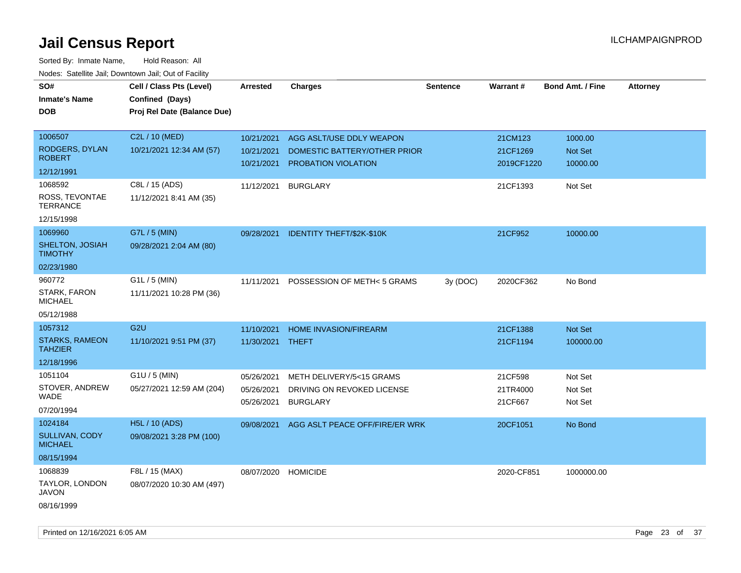# Jail Census Report

Sorted By: Inmate Name, Hold Reason: All

Nodes: Satellite Jail; Downtown Jail; Out of Facility

| SO# / Inmate's Name / DOB | Cell / Class Pts (Level) / Confined (Days) / Proj Rel Date (Balance Due) | Arrested | Charges | Sentence | Warrant # | Bond Amt. / Fine | Attorney |
|---|---|---|---|---|---|---|---|
| 1006507<br>RODGERS, DYLAN ROBERT<br>12/12/1991 | C2L / 10 (MED)<br>10/21/2021 12:34 AM (57) | 10/21/2021<br>10/21/2021<br>10/21/2021 | AGG ASLT/USE DDLY WEAPON<br>DOMESTIC BATTERY/OTHER PRIOR<br>PROBATION VIOLATION | | 21CM123<br>21CF1269<br>2019CF1220 | 1000.00<br>Not Set<br>10000.00 | |
| 1068592<br>ROSS, TEVONTAE TERRANCE<br>12/15/1998 | C8L / 15 (ADS)<br>11/12/2021 8:41 AM (35) | 11/12/2021 | BURGLARY | | 21CF1393 | Not Set | |
| 1069960<br>SHELTON, JOSIAH TIMOTHY<br>02/23/1980 | G7L / 5 (MIN)<br>09/28/2021 2:04 AM (80) | 09/28/2021 | IDENTITY THEFT/$2K-$10K | | 21CF952 | 10000.00 | |
| 960772<br>STARK, FARON MICHAEL<br>05/12/1988 | G1L / 5 (MIN)<br>11/11/2021 10:28 PM (36) | 11/11/2021 | POSSESSION OF METH< 5 GRAMS | 3y (DOC) | 2020CF362 | No Bond | |
| 1057312<br>STARKS, RAMEON TAHZIER<br>12/18/1996 | G2U<br>11/10/2021 9:51 PM (37) | 11/10/2021<br>11/30/2021 | HOME INVASION/FIREARM<br>THEFT | | 21CF1388<br>21CF1194 | Not Set<br>100000.00 | |
| 1051104<br>STOVER, ANDREW WADE<br>07/20/1994 | G1U / 5 (MIN)<br>05/27/2021 12:59 AM (204) | 05/26/2021<br>05/26/2021<br>05/26/2021 | METH DELIVERY/5<15 GRAMS<br>DRIVING ON REVOKED LICENSE<br>BURGLARY | | 21CF598<br>21TR4000<br>21CF667 | Not Set<br>Not Set<br>Not Set | |
| 1024184<br>SULLIVAN, CODY MICHAEL<br>08/15/1994 | H5L / 10 (ADS)<br>09/08/2021 3:28 PM (100) | 09/08/2021 | AGG ASLT PEACE OFF/FIRE/ER WRK | | 20CF1051 | No Bond | |
| 1068839<br>TAYLOR, LONDON JAVON<br>08/16/1999 | F8L / 15 (MAX)<br>08/07/2020 10:30 AM (497) | 08/07/2020 | HOMICIDE | | 2020-CF851 | 1000000.00 | |

Printed on 12/16/2021 6:05 AM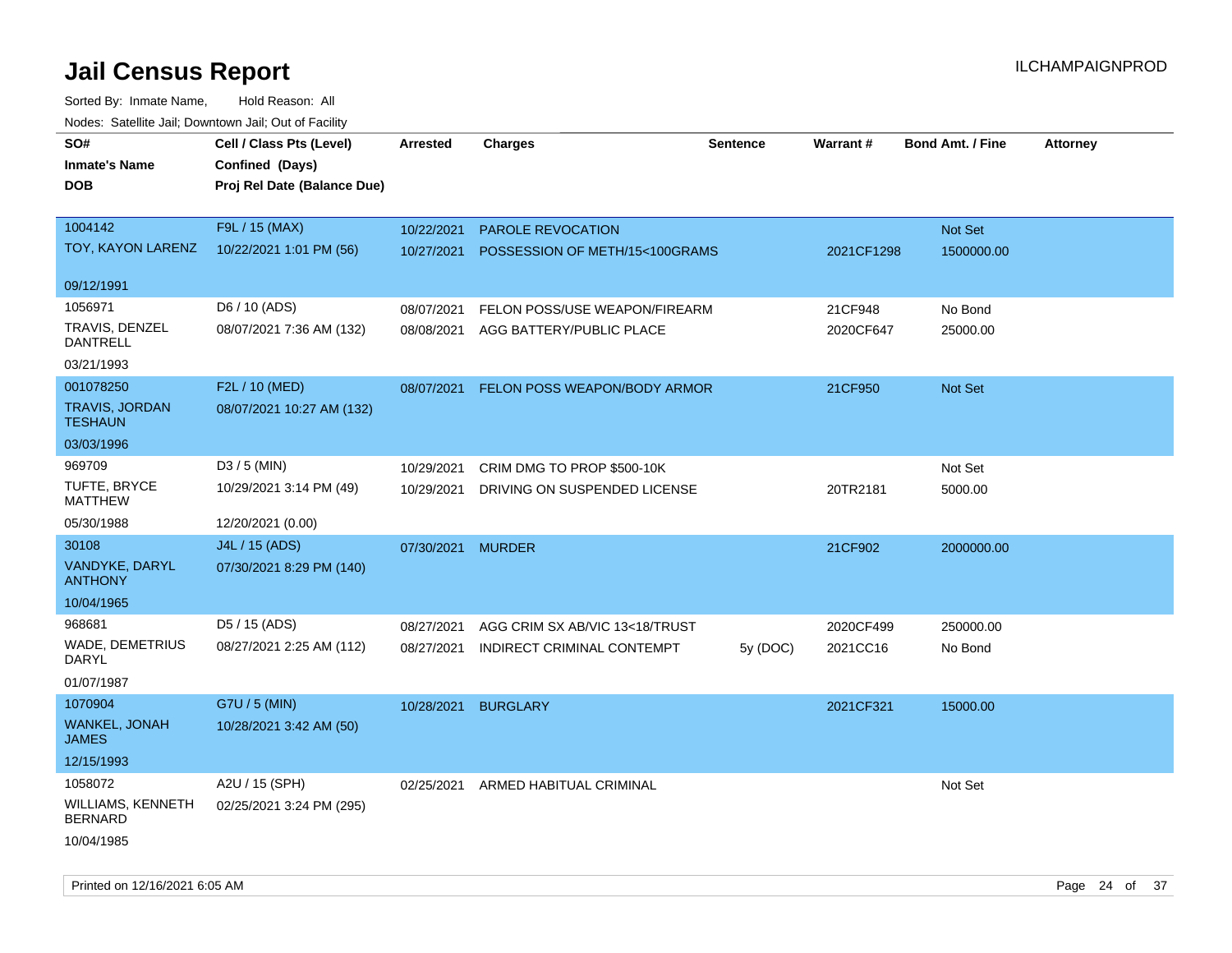# Jail Census Report

ILCHAMPAIGNPROD

Sorted By: Inmate Name, Hold Reason: All

Nodes: Satellite Jail; Downtown Jail; Out of Facility

| SO# / Inmate's Name / DOB | Cell / Class Pts (Level) / Confined (Days) / Proj Rel Date (Balance Due) | Arrested | Charges | Sentence | Warrant # | Bond Amt. / Fine | Attorney |
|---|---|---|---|---|---|---|---|
| 1004142 TOY, KAYON LARENZ 09/12/1991 | F9L / 15 (MAX) 10/22/2021 1:01 PM (56) | 10/22/2021 | PAROLE REVOCATION | | | Not Set | |
| | | 10/27/2021 | POSSESSION OF METH/15<100GRAMS | | 2021CF1298 | 1500000.00 | |
| 1056971 TRAVIS, DENZEL DANTRELL 03/21/1993 | D6 / 10 (ADS) 08/07/2021 7:36 AM (132) | 08/07/2021 | FELON POSS/USE WEAPON/FIREARM | | 21CF948 | No Bond | |
| | | 08/08/2021 | AGG BATTERY/PUBLIC PLACE | | 2020CF647 | 25000.00 | |
| 001078250 TRAVIS, JORDAN TESHAUN 03/03/1996 | F2L / 10 (MED) 08/07/2021 10:27 AM (132) | 08/07/2021 | FELON POSS WEAPON/BODY ARMOR | | 21CF950 | Not Set | |
| 969709 TUFTE, BRYCE MATTHEW 05/30/1988 | D3 / 5 (MIN) 10/29/2021 3:14 PM (49) 12/20/2021 (0.00) | 10/29/2021 | CRIM DMG TO PROP $500-10K | | | Not Set | |
| | | 10/29/2021 | DRIVING ON SUSPENDED LICENSE | | 20TR2181 | 5000.00 | |
| 30108 VANDYKE, DARYL ANTHONY 10/04/1965 | J4L / 15 (ADS) 07/30/2021 8:29 PM (140) | 07/30/2021 | MURDER | | 21CF902 | 2000000.00 | |
| 968681 WADE, DEMETRIUS DARYL 01/07/1987 | D5 / 15 (ADS) 08/27/2021 2:25 AM (112) | 08/27/2021 | AGG CRIM SX AB/VIC 13<18/TRUST | | 2020CF499 | 250000.00 | |
| | | 08/27/2021 | INDIRECT CRIMINAL CONTEMPT | 5y (DOC) | 2021CC16 | No Bond | |
| 1070904 WANKEL, JONAH JAMES 12/15/1993 | G7U / 5 (MIN) 10/28/2021 3:42 AM (50) | 10/28/2021 | BURGLARY | | 2021CF321 | 15000.00 | |
| 1058072 WILLIAMS, KENNETH BERNARD 10/04/1985 | A2U / 15 (SPH) 02/25/2021 3:24 PM (295) | 02/25/2021 | ARMED HABITUAL CRIMINAL | | | Not Set | |

Printed on 12/16/2021 6:05 AM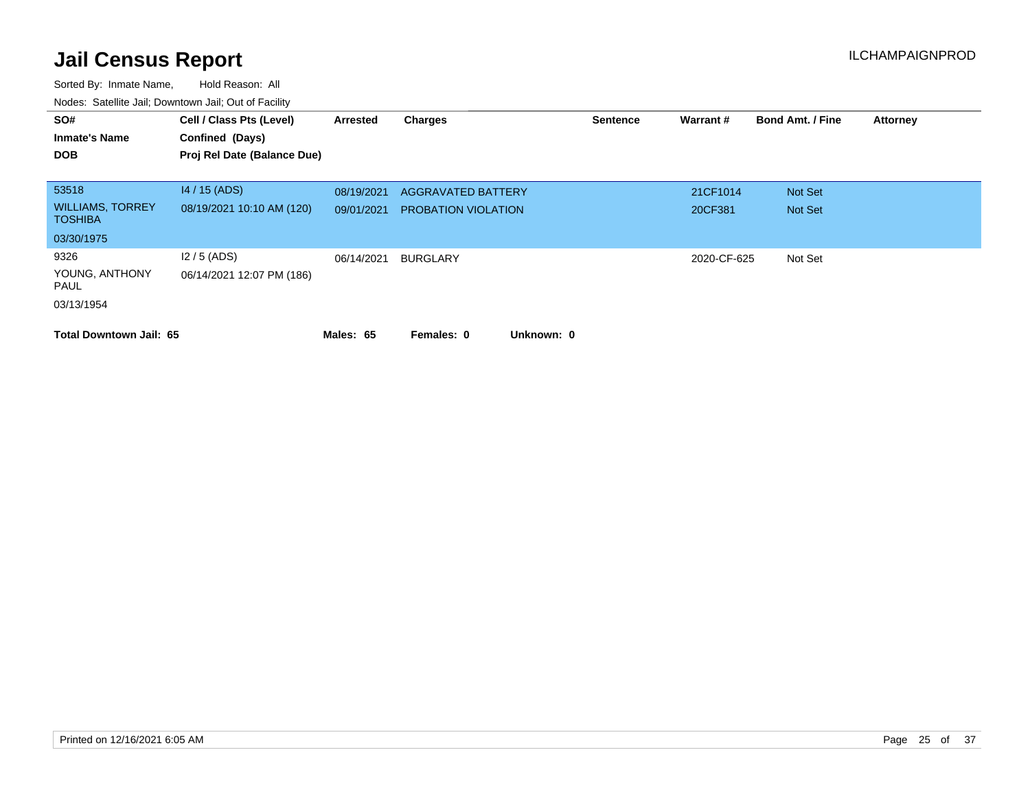# Jail Census Report

ILCHAMPAIGNPROD

Sorted By: Inmate Name, Hold Reason: All

Nodes: Satellite Jail; Downtown Jail; Out of Facility

| SO# / Inmate's Name / DOB | Cell / Class Pts (Level) / Confined (Days) / Proj Rel Date (Balance Due) | Arrested | Charges | Sentence | Warrant # | Bond Amt. / Fine | Attorney |
|---|---|---|---|---|---|---|---|
| 53518<br>WILLIAMS, TORREY TOSHIBA<br>03/30/1975 | I4 / 15 (ADS)<br>08/19/2021 10:10 AM (120) | 08/19/2021 | AGGRAVATED BATTERY | | 21CF1014 | Not Set | |
| | | 09/01/2021 | PROBATION VIOLATION | | 20CF381 | Not Set | |
| 9326<br>YOUNG, ANTHONY PAUL<br>03/13/1954 | I2 / 5 (ADS)<br>06/14/2021 12:07 PM (186) | 06/14/2021 | BURGLARY | | 2020-CF-625 | Not Set | |

**Total Downtown Jail: 65** **Males: 65** **Females: 0** **Unknown: 0**

Printed on 12/16/2021 6:05 AM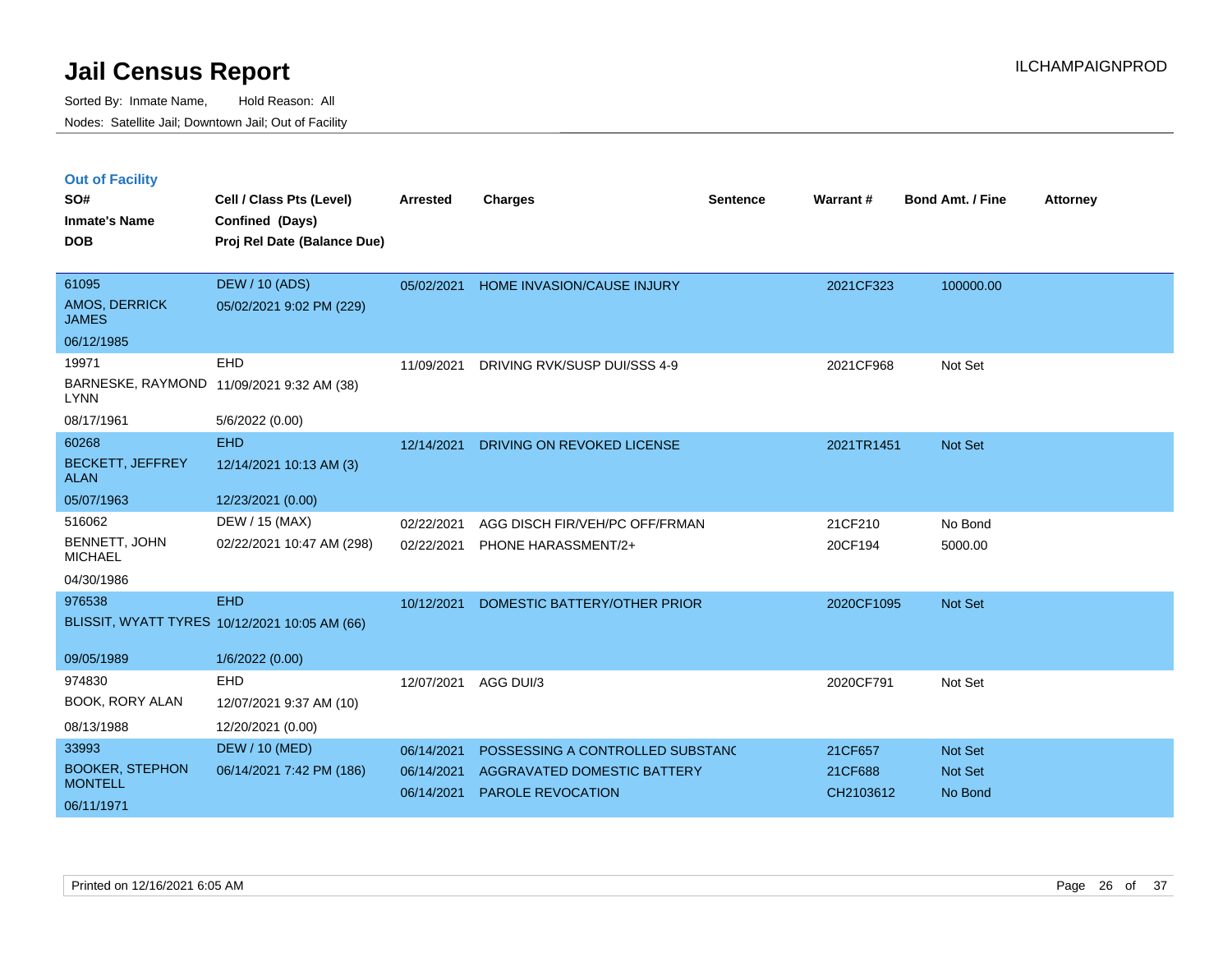# Jail Census Report

ILCHAMPAIGNPROD

Sorted By: Inmate Name, Hold Reason: All

Nodes: Satellite Jail; Downtown Jail; Out of Facility

### Out of Facility

| SO# / Inmate's Name / DOB | Cell / Class Pts (Level) / Confined (Days) / Proj Rel Date (Balance Due) | Arrested | Charges | Sentence | Warrant # | Bond Amt. / Fine | Attorney |
|---|---|---|---|---|---|---|---|
| 61095<br>AMOS, DERRICK JAMES<br>06/12/1985 | DEW / 10 (ADS)<br>05/02/2021 9:02 PM (229) | 05/02/2021 | HOME INVASION/CAUSE INJURY | | 2021CF323 | 100000.00 | |
| 19971<br>BARNESKE, RAYMOND LYNN<br>08/17/1961 | EHD<br>11/09/2021 9:32 AM (38)<br>5/6/2022 (0.00) | 11/09/2021 | DRIVING RVK/SUSP DUI/SSS 4-9 | | 2021CF968 | Not Set | |
| 60268<br>BECKETT, JEFFREY ALAN<br>05/07/1963 | EHD<br>12/14/2021 10:13 AM (3)<br>12/23/2021 (0.00) | 12/14/2021 | DRIVING ON REVOKED LICENSE | | 2021TR1451 | Not Set | |
| 516062<br>BENNETT, JOHN MICHAEL<br>04/30/1986 | DEW / 15 (MAX)<br>02/22/2021 10:47 AM (298) | 02/22/2021<br>02/22/2021 | AGG DISCH FIR/VEH/PC OFF/FRMAN<br>PHONE HARASSMENT/2+ | | 21CF210<br>20CF194 | No Bond<br>5000.00 | |
| 976538<br>BLISSIT, WYATT TYRES<br>09/05/1989 | EHD<br>10/12/2021 10:05 AM (66)<br>1/6/2022 (0.00) | 10/12/2021 | DOMESTIC BATTERY/OTHER PRIOR | | 2020CF1095 | Not Set | |
| 974830<br>BOOK, RORY ALAN<br>08/13/1988 | EHD<br>12/07/2021 9:37 AM (10)<br>12/20/2021 (0.00) | 12/07/2021 | AGG DUI/3 | | 2020CF791 | Not Set | |
| 33993<br>BOOKER, STEPHON MONTELL<br>06/11/1971 | DEW / 10 (MED)<br>06/14/2021 7:42 PM (186) | 06/14/2021<br>06/14/2021<br>06/14/2021 | POSSESSING A CONTROLLED SUBSTANC<br>AGGRAVATED DOMESTIC BATTERY<br>PAROLE REVOCATION | | 21CF657<br>21CF688<br>CH2103612 | Not Set<br>Not Set<br>No Bond | |

Printed on 12/16/2021 6:05 AM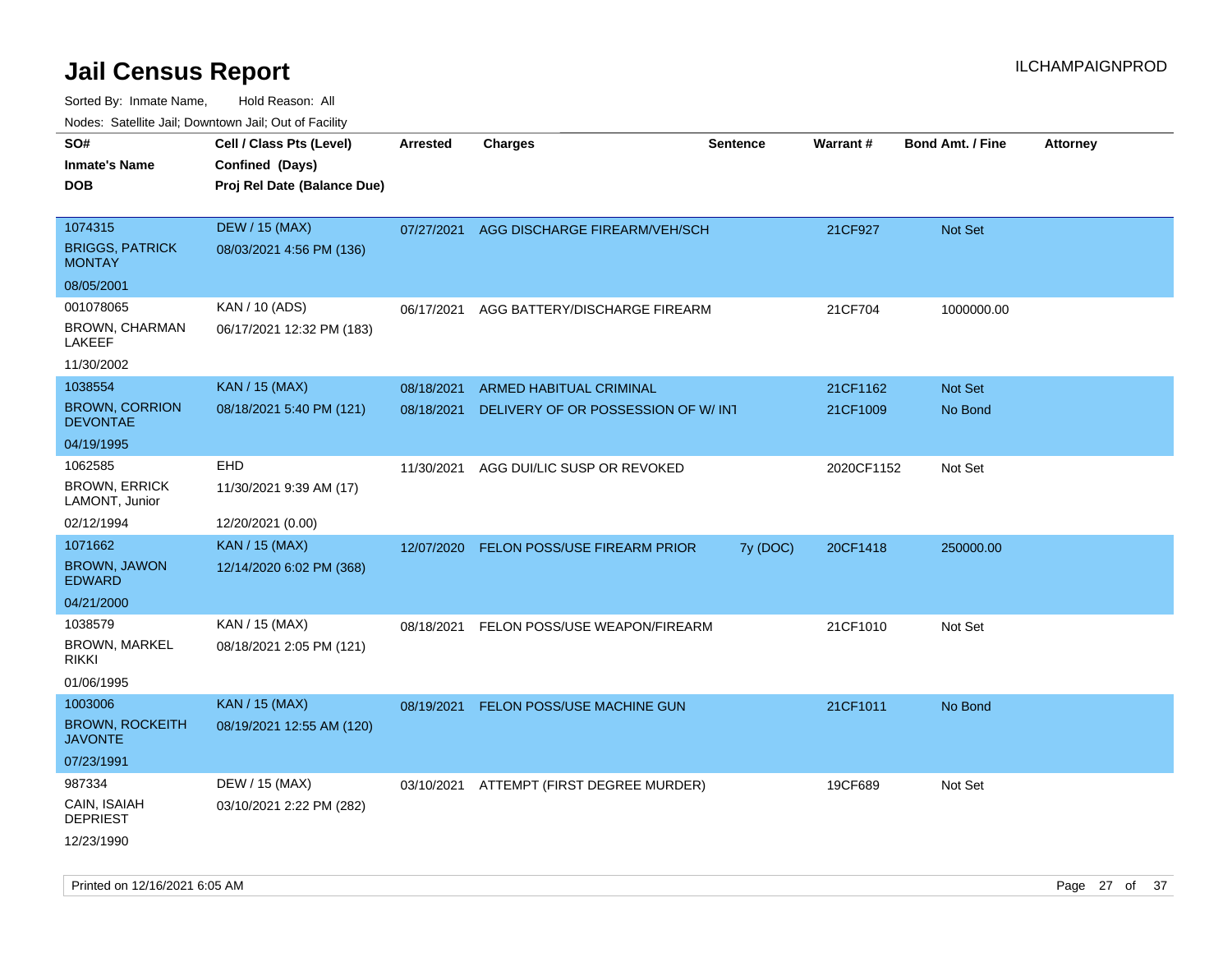# Jail Census Report

Sorted By: Inmate Name, Hold Reason: All

Nodes: Satellite Jail; Downtown Jail; Out of Facility

| SO# / Inmate's Name / DOB | Cell / Class Pts (Level) / Confined (Days) / Proj Rel Date (Balance Due) | Arrested | Charges | Sentence | Warrant # | Bond Amt. / Fine | Attorney |
|---|---|---|---|---|---|---|---|
| 1074315<br>BRIGGS, PATRICK MONTAY<br>08/05/2001 | DEW / 15 (MAX)<br>08/03/2021 4:56 PM (136) | 07/27/2021 | AGG DISCHARGE FIREARM/VEH/SCH | | 21CF927 | Not Set | |
| 001078065<br>BROWN, CHARMAN LAKEEF<br>11/30/2002 | KAN / 10 (ADS)<br>06/17/2021 12:32 PM (183) | 06/17/2021 | AGG BATTERY/DISCHARGE FIREARM | | 21CF704 | 1000000.00 | |
| 1038554<br>BROWN, CORRION DEVONTAE<br>04/19/1995 | KAN / 15 (MAX)<br>08/18/2021 5:40 PM (121) | 08/18/2021 | ARMED HABITUAL CRIMINAL | | 21CF1162 | Not Set | |
| | | 08/18/2021 | DELIVERY OF OR POSSESSION OF W/ INT | | 21CF1009 | No Bond | |
| 1062585<br>BROWN, ERRICK LAMONT, Junior<br>02/12/1994 | EHD<br>11/30/2021 9:39 AM (17)<br>12/20/2021 (0.00) | 11/30/2021 | AGG DUI/LIC SUSP OR REVOKED | | 2020CF1152 | Not Set | |
| 1071662<br>BROWN, JAWON EDWARD<br>04/21/2000 | KAN / 15 (MAX)<br>12/14/2020 6:02 PM (368) | 12/07/2020 | FELON POSS/USE FIREARM PRIOR | 7y (DOC) | 20CF1418 | 250000.00 | |
| 1038579<br>BROWN, MARKEL RIKKI<br>01/06/1995 | KAN / 15 (MAX)<br>08/18/2021 2:05 PM (121) | 08/18/2021 | FELON POSS/USE WEAPON/FIREARM | | 21CF1010 | Not Set | |
| 1003006<br>BROWN, ROCKEITH JAVONTE<br>07/23/1991 | KAN / 15 (MAX)<br>08/19/2021 12:55 AM (120) | 08/19/2021 | FELON POSS/USE MACHINE GUN | | 21CF1011 | No Bond | |
| 987334<br>CAIN, ISAIAH DEPRIEST<br>12/23/1990 | DEW / 15 (MAX)<br>03/10/2021 2:22 PM (282) | 03/10/2021 | ATTEMPT (FIRST DEGREE MURDER) | | 19CF689 | Not Set | |

Printed on 12/16/2021 6:05 AM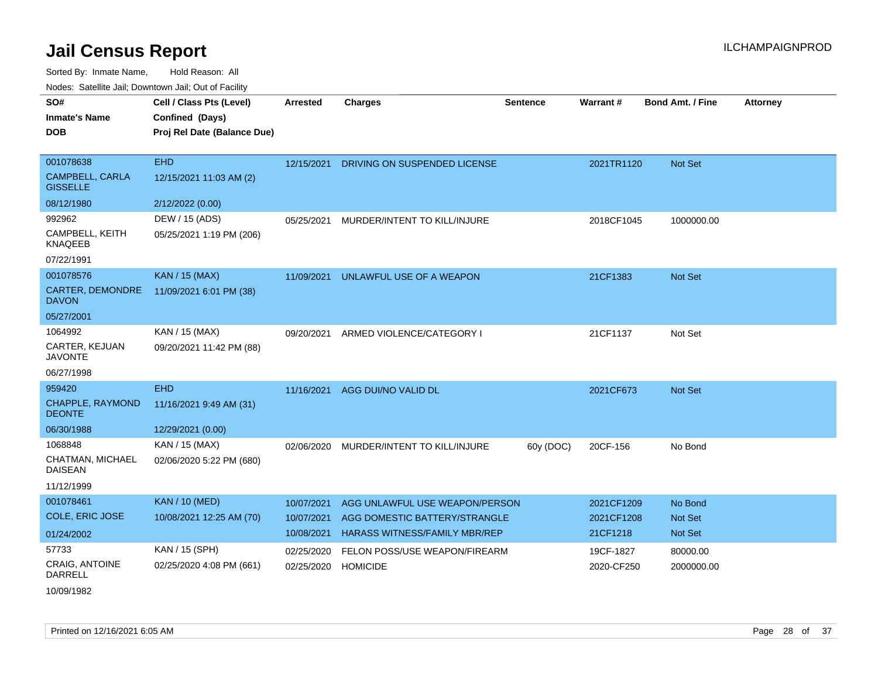# Jail Census Report

ILCHAMPAIGNPROD

Sorted By: Inmate Name, Hold Reason: All

Nodes: Satellite Jail; Downtown Jail; Out of Facility

| SO# / Inmate's Name / DOB | Cell / Class Pts (Level) / Confined (Days) / Proj Rel Date (Balance Due) | Arrested | Charges | Sentence | Warrant # | Bond Amt. / Fine | Attorney |
|---|---|---|---|---|---|---|---|
| 001078638<br>CAMPBELL, CARLA GISSELLE<br>08/12/1980 | EHD<br>12/15/2021 11:03 AM (2)<br>2/12/2022 (0.00) | 12/15/2021 | DRIVING ON SUSPENDED LICENSE | | 2021TR1120 | Not Set | |
| 992962<br>CAMPBELL, KEITH KNAQEEB<br>07/22/1991 | DEW / 15 (ADS)<br>05/25/2021 1:19 PM (206) | 05/25/2021 | MURDER/INTENT TO KILL/INJURE | | 2018CF1045 | 1000000.00 | |
| 001078576<br>CARTER, DEMONDRE DAVON<br>05/27/2001 | KAN / 15 (MAX)<br>11/09/2021 6:01 PM (38) | 11/09/2021 | UNLAWFUL USE OF A WEAPON | | 21CF1383 | Not Set | |
| 1064992<br>CARTER, KEJUAN JAVONTE<br>06/27/1998 | KAN / 15 (MAX)<br>09/20/2021 11:42 PM (88) | 09/20/2021 | ARMED VIOLENCE/CATEGORY I | | 21CF1137 | Not Set | |
| 959420<br>CHAPPLE, RAYMOND DEONTE<br>06/30/1988 | EHD<br>11/16/2021 9:49 AM (31)<br>12/29/2021 (0.00) | 11/16/2021 | AGG DUI/NO VALID DL | | 2021CF673 | Not Set | |
| 1068848<br>CHATMAN, MICHAEL DAISEAN<br>11/12/1999 | KAN / 15 (MAX)<br>02/06/2020 5:22 PM (680) | 02/06/2020 | MURDER/INTENT TO KILL/INJURE | 60y (DOC) | 20CF-156 | No Bond | |
| 001078461<br>COLE, ERIC JOSE<br>01/24/2002 | KAN / 10 (MED)<br>10/08/2021 12:25 AM (70) | 10/07/2021<br>10/07/2021<br>10/08/2021 | AGG UNLAWFUL USE WEAPON/PERSON<br>AGG DOMESTIC BATTERY/STRANGLE<br>HARASS WITNESS/FAMILY MBR/REP | | 2021CF1209<br>2021CF1208<br>21CF1218 | No Bond<br>Not Set<br>Not Set | |
| 57733<br>CRAIG, ANTOINE DARRELL<br>10/09/1982 | KAN / 15 (SPH)<br>02/25/2020 4:08 PM (661) | 02/25/2020<br>02/25/2020 | FELON POSS/USE WEAPON/FIREARM<br>HOMICIDE | | 19CF-1827<br>2020-CF250 | 80000.00<br>2000000.00 | |

Printed on 12/16/2021 6:05 AM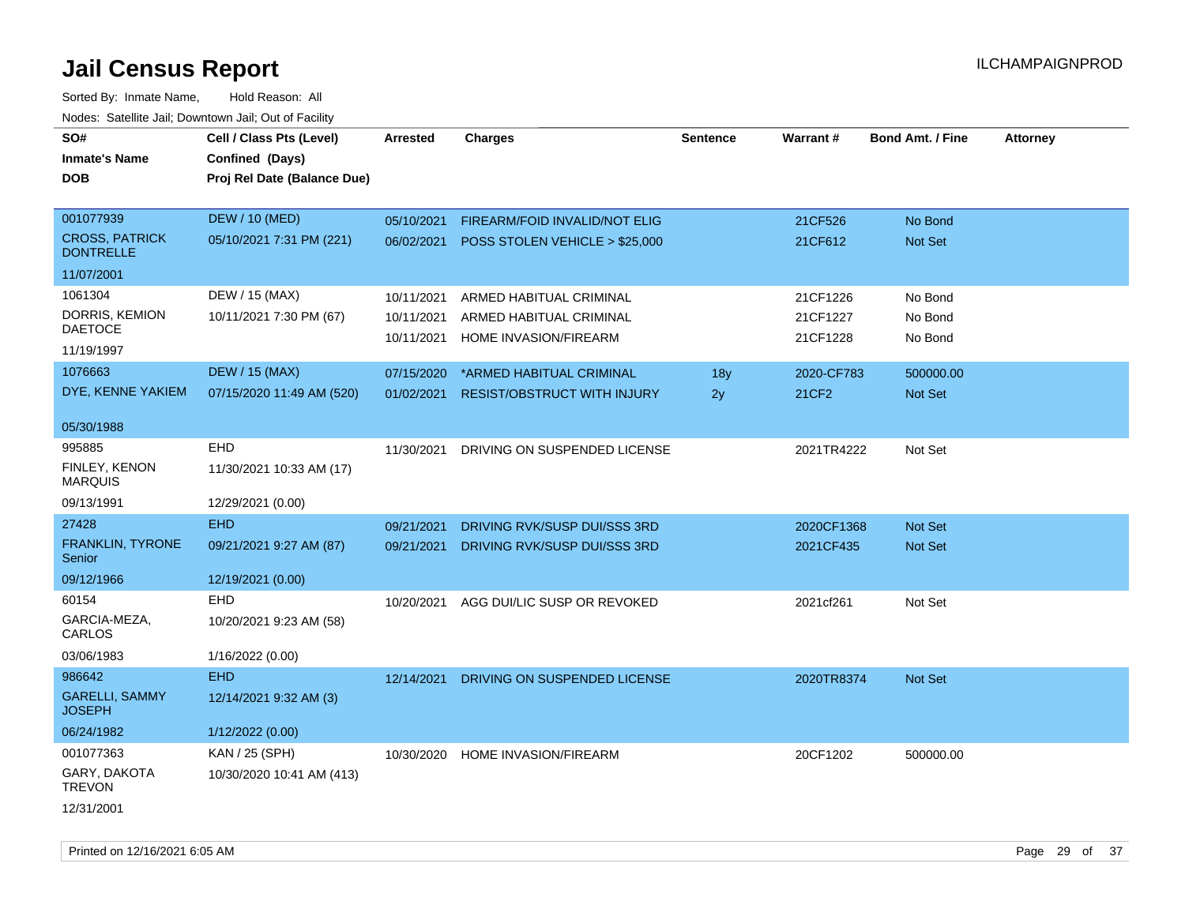# Jail Census Report

ILCHAMPAIGNPROD

Sorted By: Inmate Name, Hold Reason: All

Nodes: Satellite Jail; Downtown Jail; Out of Facility

| SO# / Inmate's Name / DOB | Cell / Class Pts (Level) / Confined (Days) / Proj Rel Date (Balance Due) | Arrested | Charges | Sentence | Warrant # | Bond Amt. / Fine | Attorney |
|---|---|---|---|---|---|---|---|
| 001077939<br>CROSS, PATRICK DONTRELLE<br>11/07/2001 | DEW / 10 (MED)<br>05/10/2021 7:31 PM (221) | 05/10/2021<br>06/02/2021 | FIREARM/FOID INVALID/NOT ELIG<br>POSS STOLEN VEHICLE > $25,000 | | 21CF526<br>21CF612 | No Bond<br>Not Set | |
| 1061304<br>DORRIS, KEMION DAETOCE<br>11/19/1997 | DEW / 15 (MAX)<br>10/11/2021 7:30 PM (67) | 10/11/2021<br>10/11/2021<br>10/11/2021 | ARMED HABITUAL CRIMINAL<br>ARMED HABITUAL CRIMINAL<br>HOME INVASION/FIREARM | | 21CF1226<br>21CF1227<br>21CF1228 | No Bond<br>No Bond<br>No Bond | |
| 1076663<br>DYE, KENNE YAKIEM<br>05/30/1988 | DEW / 15 (MAX)<br>07/15/2020 11:49 AM (520) | 07/15/2020<br>01/02/2021 | *ARMED HABITUAL CRIMINAL<br>RESIST/OBSTRUCT WITH INJURY | 18y<br>2y | 2020-CF783<br>21CF2 | 500000.00<br>Not Set | |
| 995885<br>FINLEY, KENON MARQUIS<br>09/13/1991 | EHD<br>11/30/2021 10:33 AM (17)<br>12/29/2021 (0.00) | 11/30/2021 | DRIVING ON SUSPENDED LICENSE | | 2021TR4222 | Not Set | |
| 27428<br>FRANKLIN, TYRONE Senior<br>09/12/1966 | EHD<br>09/21/2021 9:27 AM (87)<br>12/19/2021 (0.00) | 09/21/2021<br>09/21/2021 | DRIVING RVK/SUSP DUI/SSS 3RD<br>DRIVING RVK/SUSP DUI/SSS 3RD | | 2020CF1368<br>2021CF435 | Not Set<br>Not Set | |
| 60154<br>GARCIA-MEZA, CARLOS<br>03/06/1983 | EHD<br>10/20/2021 9:23 AM (58)<br>1/16/2022 (0.00) | 10/20/2021 | AGG DUI/LIC SUSP OR REVOKED | | 2021cf261 | Not Set | |
| 986642<br>GARELLI, SAMMY JOSEPH<br>06/24/1982 | EHD<br>12/14/2021 9:32 AM (3)<br>1/12/2022 (0.00) | 12/14/2021 | DRIVING ON SUSPENDED LICENSE | | 2020TR8374 | Not Set | |
| 001077363<br>GARY, DAKOTA TREVON<br>12/31/2001 | KAN / 25 (SPH)<br>10/30/2020 10:41 AM (413) | 10/30/2020 | HOME INVASION/FIREARM | | 20CF1202 | 500000.00 | |

Printed on 12/16/2021 6:05 AM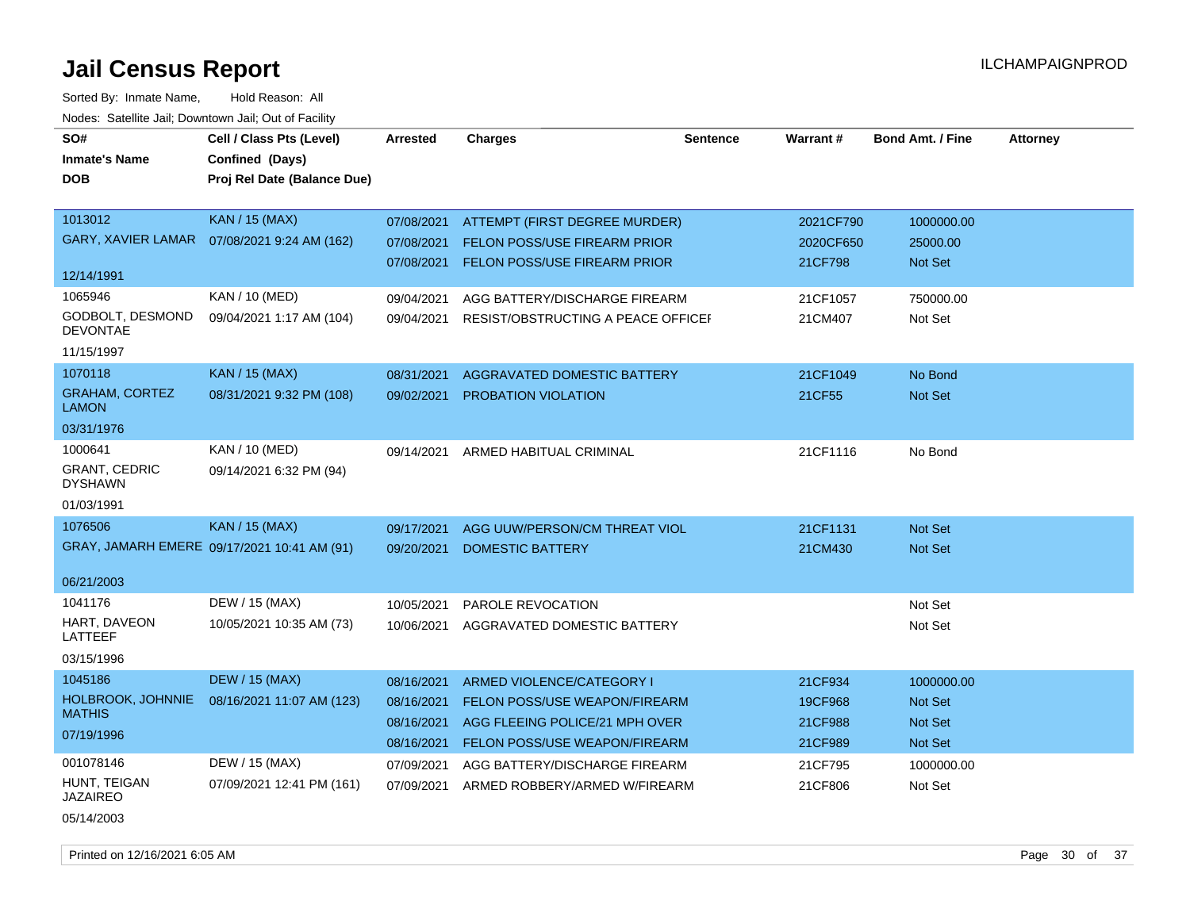# Jail Census Report

Sorted By: Inmate Name, Hold Reason: All

Nodes: Satellite Jail; Downtown Jail; Out of Facility

| SO# / Inmate's Name / DOB | Cell / Class Pts (Level) / Confined (Days) / Proj Rel Date (Balance Due) | Arrested | Charges | Sentence | Warrant # | Bond Amt. / Fine | Attorney |
|---|---|---|---|---|---|---|---|
| 1013012<br>GARY, XAVIER LAMAR<br>12/14/1991 | KAN / 15 (MAX)<br>07/08/2021 9:24 AM (162) | 07/08/2021<br>07/08/2021<br>07/08/2021 | ATTEMPT (FIRST DEGREE MURDER)<br>FELON POSS/USE FIREARM PRIOR<br>FELON POSS/USE FIREARM PRIOR | | 2021CF790<br>2020CF650<br>21CF798 | 1000000.00<br>25000.00<br>Not Set | |
| 1065946<br>GODBOLT, DESMOND DEVONTAE<br>11/15/1997 | KAN / 10 (MED)<br>09/04/2021 1:17 AM (104) | 09/04/2021<br>09/04/2021 | AGG BATTERY/DISCHARGE FIREARM<br>RESIST/OBSTRUCTING A PEACE OFFICEI | | 21CF1057<br>21CM407 | 750000.00<br>Not Set | |
| 1070118<br>GRAHAM, CORTEZ LAMON<br>03/31/1976 | KAN / 15 (MAX)<br>08/31/2021 9:32 PM (108) | 08/31/2021<br>09/02/2021 | AGGRAVATED DOMESTIC BATTERY<br>PROBATION VIOLATION | | 21CF1049<br>21CF55 | No Bond<br>Not Set | |
| 1000641<br>GRANT, CEDRIC DYSHAWN<br>01/03/1991 | KAN / 10 (MED)<br>09/14/2021 6:32 PM (94) | 09/14/2021 | ARMED HABITUAL CRIMINAL | | 21CF1116 | No Bond | |
| 1076506<br>GRAY, JAMARH EMERE<br>06/21/2003 | KAN / 15 (MAX)<br>09/17/2021 10:41 AM (91) | 09/17/2021<br>09/20/2021 | AGG UUW/PERSON/CM THREAT VIOL<br>DOMESTIC BATTERY | | 21CF1131<br>21CM430 | Not Set<br>Not Set | |
| 1041176<br>HART, DAVEON LATTEEF<br>03/15/1996 | DEW / 15 (MAX)<br>10/05/2021 10:35 AM (73) | 10/05/2021<br>10/06/2021 | PAROLE REVOCATION<br>AGGRAVATED DOMESTIC BATTERY | | | Not Set<br>Not Set | |
| 1045186<br>HOLBROOK, JOHNNIE MATHIS<br>07/19/1996 | DEW / 15 (MAX)<br>08/16/2021 11:07 AM (123) | 08/16/2021<br>08/16/2021<br>08/16/2021<br>08/16/2021 | ARMED VIOLENCE/CATEGORY I<br>FELON POSS/USE WEAPON/FIREARM<br>AGG FLEEING POLICE/21 MPH OVER<br>FELON POSS/USE WEAPON/FIREARM | | 21CF934<br>19CF968<br>21CF988<br>21CF989 | 1000000.00<br>Not Set<br>Not Set<br>Not Set | |
| 001078146<br>HUNT, TEIGAN JAZAIREO<br>05/14/2003 | DEW / 15 (MAX)<br>07/09/2021 12:41 PM (161) | 07/09/2021<br>07/09/2021 | AGG BATTERY/DISCHARGE FIREARM<br>ARMED ROBBERY/ARMED W/FIREARM | | 21CF795<br>21CF806 | 1000000.00<br>Not Set | |

Printed on 12/16/2021 6:05 AM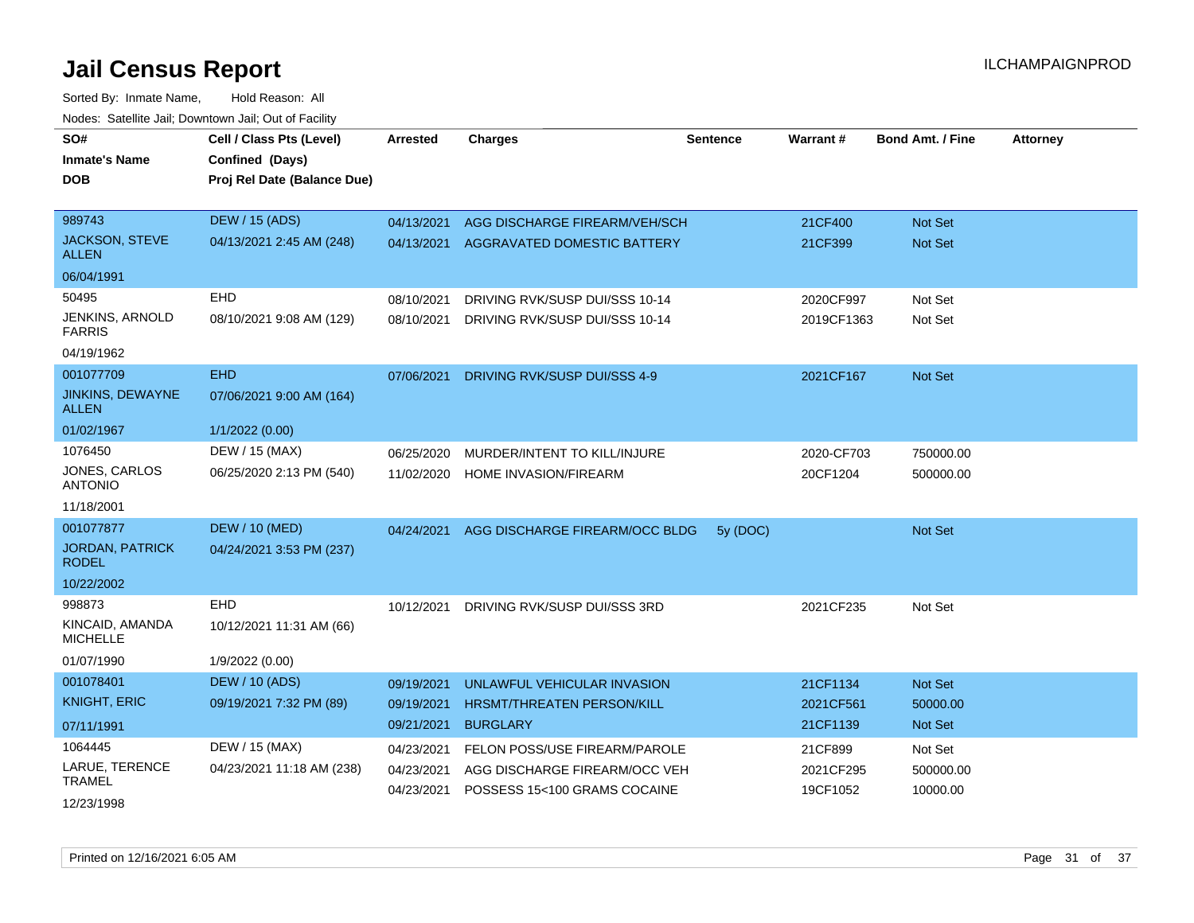# Jail Census Report

ILCHAMPAIGNPROD

Sorted By: Inmate Name, Hold Reason: All

Nodes: Satellite Jail; Downtown Jail; Out of Facility

| SO# / Inmate's Name / DOB | Cell / Class Pts (Level) / Confined (Days) / Proj Rel Date (Balance Due) | Arrested | Charges | Sentence | Warrant # | Bond Amt. / Fine | Attorney |
|---|---|---|---|---|---|---|---|
| 989743<br>JACKSON, STEVE ALLEN<br>06/04/1991 | DEW / 15 (ADS)<br>04/13/2021 2:45 AM (248) | 04/13/2021<br>04/13/2021 | AGG DISCHARGE FIREARM/VEH/SCH<br>AGGRAVATED DOMESTIC BATTERY | | 21CF400<br>21CF399 | Not Set<br>Not Set | |
| 50495<br>JENKINS, ARNOLD FARRIS<br>04/19/1962 | EHD<br>08/10/2021 9:08 AM (129) | 08/10/2021<br>08/10/2021 | DRIVING RVK/SUSP DUI/SSS 10-14<br>DRIVING RVK/SUSP DUI/SSS 10-14 | | 2020CF997<br>2019CF1363 | Not Set<br>Not Set | |
| 001077709<br>JINKINS, DEWAYNE ALLEN<br>01/02/1967 | EHD<br>07/06/2021 9:00 AM (164)<br>1/1/2022 (0.00) | 07/06/2021 | DRIVING RVK/SUSP DUI/SSS 4-9 | | 2021CF167 | Not Set | |
| 1076450<br>JONES, CARLOS ANTONIO<br>11/18/2001 | DEW / 15 (MAX)<br>06/25/2020 2:13 PM (540) | 06/25/2020<br>11/02/2020 | MURDER/INTENT TO KILL/INJURE<br>HOME INVASION/FIREARM | | 2020-CF703<br>20CF1204 | 750000.00<br>500000.00 | |
| 001077877<br>JORDAN, PATRICK RODEL<br>10/22/2002 | DEW / 10 (MED)<br>04/24/2021 3:53 PM (237) | 04/24/2021 | AGG DISCHARGE FIREARM/OCC BLDG | 5y (DOC) | | Not Set | |
| 998873<br>KINCAID, AMANDA MICHELLE<br>01/07/1990 | EHD<br>10/12/2021 11:31 AM (66)<br>1/9/2022 (0.00) | 10/12/2021 | DRIVING RVK/SUSP DUI/SSS 3RD | | 2021CF235 | Not Set | |
| 001078401<br>KNIGHT, ERIC<br>07/11/1991 | DEW / 10 (ADS)<br>09/19/2021 7:32 PM (89) | 09/19/2021<br>09/19/2021<br>09/21/2021 | UNLAWFUL VEHICULAR INVASION<br>HRSMT/THREATEN PERSON/KILL<br>BURGLARY | | 21CF1134<br>2021CF561<br>21CF1139 | Not Set<br>50000.00<br>Not Set | |
| 1064445<br>LARUE, TERENCE TRAMEL<br>12/23/1998 | DEW / 15 (MAX)<br>04/23/2021 11:18 AM (238) | 04/23/2021<br>04/23/2021<br>04/23/2021 | FELON POSS/USE FIREARM/PAROLE<br>AGG DISCHARGE FIREARM/OCC VEH<br>POSSESS 15<100 GRAMS COCAINE | | 21CF899<br>2021CF295<br>19CF1052 | Not Set<br>500000.00<br>10000.00 | |

Printed on 12/16/2021 6:05 AM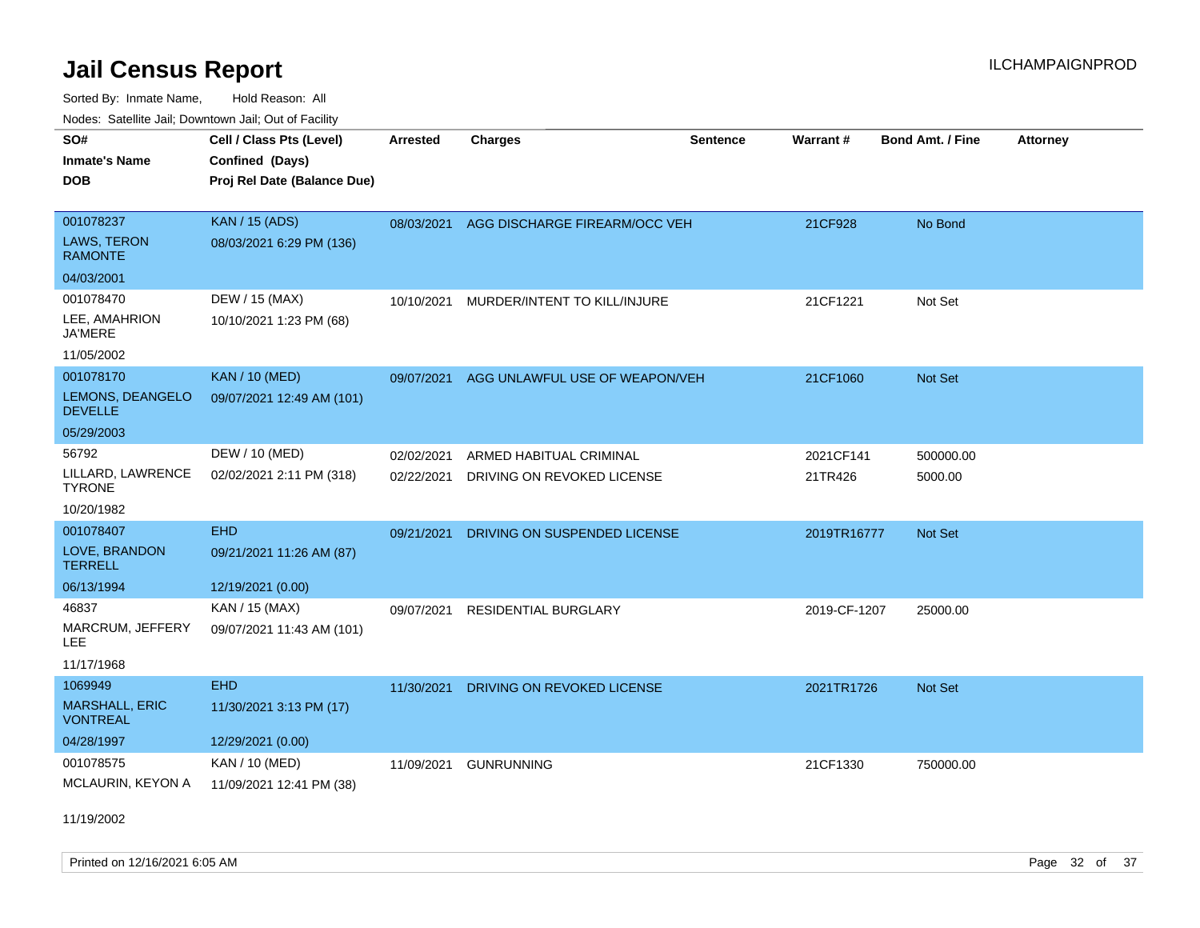# Jail Census Report

Sorted By: Inmate Name, Hold Reason: All

Nodes: Satellite Jail; Downtown Jail; Out of Facility

| SO# / Inmate's Name / DOB | Cell / Class Pts (Level) / Confined (Days) / Proj Rel Date (Balance Due) | Arrested | Charges | Sentence | Warrant # | Bond Amt. / Fine | Attorney |
|---|---|---|---|---|---|---|---|
| 001078237<br>LAWS, TERON RAMONTE<br>04/03/2001 | KAN / 15 (ADS)<br>08/03/2021 6:29 PM (136) | 08/03/2021 | AGG DISCHARGE FIREARM/OCC VEH | | 21CF928 | No Bond | |
| 001078470<br>LEE, AMAHRION JA'MERE<br>11/05/2002 | DEW / 15 (MAX)<br>10/10/2021 1:23 PM (68) | 10/10/2021 | MURDER/INTENT TO KILL/INJURE | | 21CF1221 | Not Set | |
| 001078170<br>LEMONS, DEANGELO DEVELLE<br>05/29/2003 | KAN / 10 (MED)<br>09/07/2021 12:49 AM (101) | 09/07/2021 | AGG UNLAWFUL USE OF WEAPON/VEH | | 21CF1060 | Not Set | |
| 56792<br>LILLARD, LAWRENCE TYRONE<br>10/20/1982 | DEW / 10 (MED)<br>02/02/2021 2:11 PM (318) | 02/02/2021<br>02/22/2021 | ARMED HABITUAL CRIMINAL<br>DRIVING ON REVOKED LICENSE | | 2021CF141<br>21TR426 | 500000.00<br>5000.00 | |
| 001078407<br>LOVE, BRANDON TERRELL<br>06/13/1994 | EHD<br>09/21/2021 11:26 AM (87)<br>12/19/2021 (0.00) | 09/21/2021 | DRIVING ON SUSPENDED LICENSE | | 2019TR16777 | Not Set | |
| 46837<br>MARCRUM, JEFFERY LEE<br>11/17/1968 | KAN / 15 (MAX)<br>09/07/2021 11:43 AM (101) | 09/07/2021 | RESIDENTIAL BURGLARY | | 2019-CF-1207 | 25000.00 | |
| 1069949<br>MARSHALL, ERIC VONTREAL<br>04/28/1997 | EHD<br>11/30/2021 3:13 PM (17)<br>12/29/2021 (0.00) | 11/30/2021 | DRIVING ON REVOKED LICENSE | | 2021TR1726 | Not Set | |
| 001078575<br>MCLAURIN, KEYON A<br>11/19/2002 | KAN / 10 (MED)<br>11/09/2021 12:41 PM (38) | 11/09/2021 | GUNRUNNING | | 21CF1330 | 750000.00 | |

Printed on 12/16/2021 6:05 AM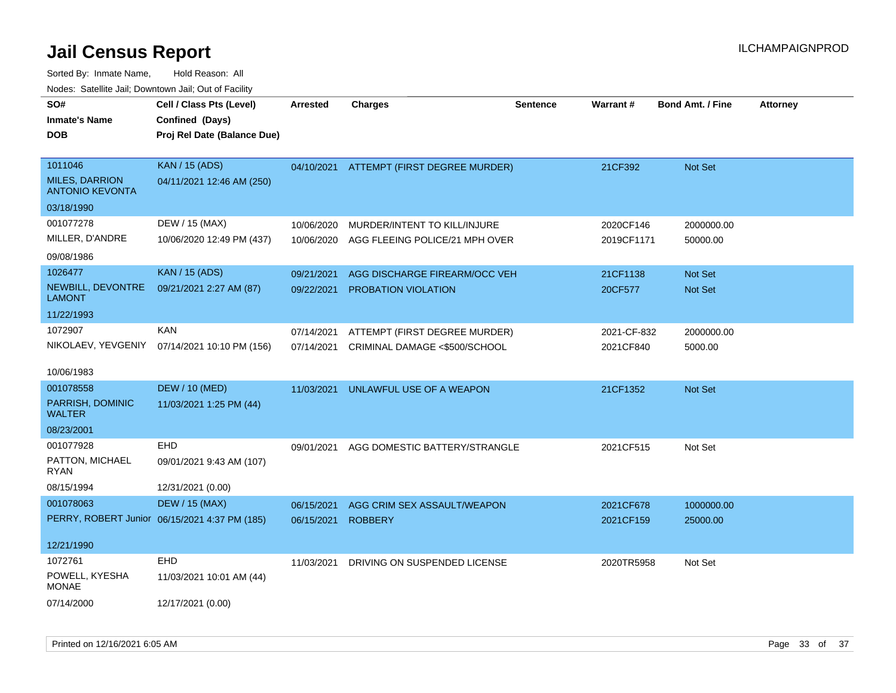# Jail Census Report

Sorted By: Inmate Name, Hold Reason: All

Nodes: Satellite Jail; Downtown Jail; Out of Facility

| SO# / Inmate's Name / DOB | Cell / Class Pts (Level) / Confined (Days) / Proj Rel Date (Balance Due) | Arrested | Charges | Sentence | Warrant # | Bond Amt. / Fine | Attorney |
|---|---|---|---|---|---|---|---|
| 1011046<br>MILES, DARRION ANTONIO KEVONTA<br>03/18/1990 | KAN / 15 (ADS)<br>04/11/2021 12:46 AM (250) | 04/10/2021 | ATTEMPT (FIRST DEGREE MURDER) | | 21CF392 | Not Set | |
| 001077278<br>MILLER, D'ANDRE<br>09/08/1986 | DEW / 15 (MAX)<br>10/06/2020 12:49 PM (437) | 10/06/2020<br>10/06/2020 | MURDER/INTENT TO KILL/INJURE<br>AGG FLEEING POLICE/21 MPH OVER | | 2020CF146<br>2019CF1171 | 2000000.00<br>50000.00 | |
| 1026477<br>NEWBILL, DEVONTRE LAMONT<br>11/22/1993 | KAN / 15 (ADS)<br>09/21/2021 2:27 AM (87) | 09/21/2021<br>09/22/2021 | AGG DISCHARGE FIREARM/OCC VEH<br>PROBATION VIOLATION | | 21CF1138<br>20CF577 | Not Set<br>Not Set | |
| 1072907<br>NIKOLAEV, YEVGENIY<br>10/06/1983 | KAN<br>07/14/2021 10:10 PM (156) | 07/14/2021<br>07/14/2021 | ATTEMPT (FIRST DEGREE MURDER)<br>CRIMINAL DAMAGE <$500/SCHOOL | | 2021-CF-832<br>2021CF840 | 2000000.00<br>5000.00 | |
| 001078558<br>PARRISH, DOMINIC WALTER<br>08/23/2001 | DEW / 10 (MED)<br>11/03/2021 1:25 PM (44) | 11/03/2021 | UNLAWFUL USE OF A WEAPON | | 21CF1352 | Not Set | |
| 001077928<br>PATTON, MICHAEL RYAN<br>08/15/1994 | EHD<br>09/01/2021 9:43 AM (107)<br>12/31/2021 (0.00) | 09/01/2021 | AGG DOMESTIC BATTERY/STRANGLE | | 2021CF515 | Not Set | |
| 001078063<br>PERRY, ROBERT Junior<br>12/21/1990 | DEW / 15 (MAX)<br>06/15/2021 4:37 PM (185) | 06/15/2021<br>06/15/2021 | AGG CRIM SEX ASSAULT/WEAPON<br>ROBBERY | | 2021CF678<br>2021CF159 | 1000000.00<br>25000.00 | |
| 1072761<br>POWELL, KYESHA MONAE<br>07/14/2000 | EHD<br>11/03/2021 10:01 AM (44)<br>12/17/2021 (0.00) | 11/03/2021 | DRIVING ON SUSPENDED LICENSE | | 2020TR5958 | Not Set | |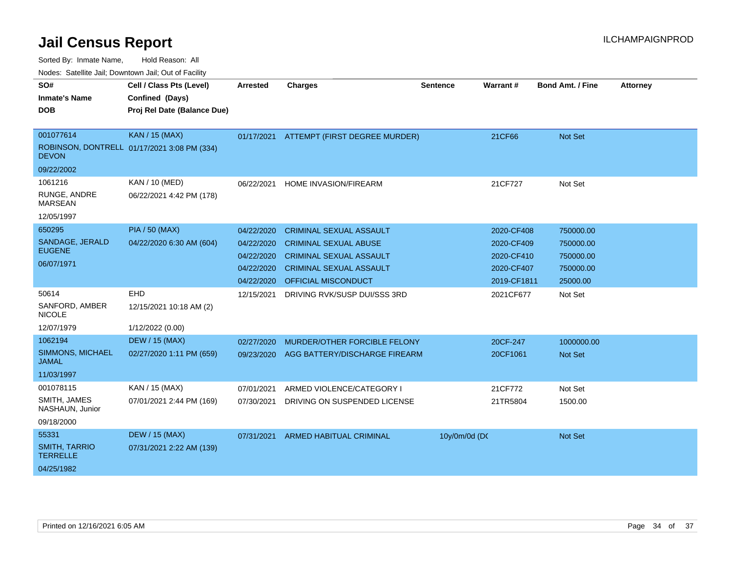# Jail Census Report

ILCHAMPAIGNPROD

Sorted By: Inmate Name, Hold Reason: All

Nodes: Satellite Jail; Downtown Jail; Out of Facility

| SO# / Inmate's Name / DOB | Cell / Class Pts (Level) / Confined (Days) / Proj Rel Date (Balance Due) | Arrested | Charges | Sentence | Warrant # | Bond Amt. / Fine | Attorney |
|---|---|---|---|---|---|---|---|
| 001077614<br>ROBINSON, DONTRELL DEVON<br>09/22/2002 | KAN / 15 (MAX)<br>01/17/2021 3:08 PM (334) | 01/17/2021 | ATTEMPT (FIRST DEGREE MURDER) | | 21CF66 | Not Set | |
| 1061216<br>RUNGE, ANDRE MARSEAN<br>12/05/1997 | KAN / 10 (MED)<br>06/22/2021 4:42 PM (178) | 06/22/2021 | HOME INVASION/FIREARM | | 21CF727 | Not Set | |
| 650295<br>SANDAGE, JERALD EUGENE<br>06/07/1971 | PIA / 50 (MAX)<br>04/22/2020 6:30 AM (604) | 04/22/2020 | CRIMINAL SEXUAL ASSAULT | | 2020-CF408 | 750000.00 | |
| | | 04/22/2020 | CRIMINAL SEXUAL ABUSE | | 2020-CF409 | 750000.00 | |
| | | 04/22/2020 | CRIMINAL SEXUAL ASSAULT | | 2020-CF410 | 750000.00 | |
| | | 04/22/2020 | CRIMINAL SEXUAL ASSAULT | | 2020-CF407 | 750000.00 | |
| | | 04/22/2020 | OFFICIAL MISCONDUCT | | 2019-CF1811 | 25000.00 | |
| 50614<br>SANFORD, AMBER NICOLE<br>12/07/1979 | EHD<br>12/15/2021 10:18 AM (2)<br>1/12/2022 (0.00) | 12/15/2021 | DRIVING RVK/SUSP DUI/SSS 3RD | | 2021CF677 | Not Set | |
| 1062194<br>SIMMONS, MICHAEL JAMAL<br>11/03/1997 | DEW / 15 (MAX)<br>02/27/2020 1:11 PM (659) | 02/27/2020 | MURDER/OTHER FORCIBLE FELONY | | 20CF-247 | 1000000.00 | |
| | | 09/23/2020 | AGG BATTERY/DISCHARGE FIREARM | | 20CF1061 | Not Set | |
| 001078115<br>SMITH, JAMES NASHAUN, Junior<br>09/18/2000 | KAN / 15 (MAX)<br>07/01/2021 2:44 PM (169) | 07/01/2021 | ARMED VIOLENCE/CATEGORY I | | 21CF772 | Not Set | |
| | | 07/30/2021 | DRIVING ON SUSPENDED LICENSE | | 21TR5804 | 1500.00 | |
| 55331<br>SMITH, TARRIO TERRELLE<br>04/25/1982 | DEW / 15 (MAX)<br>07/31/2021 2:22 AM (139) | 07/31/2021 | ARMED HABITUAL CRIMINAL | 10y/0m/0d (DC | | Not Set | |

Printed on 12/16/2021 6:05 AM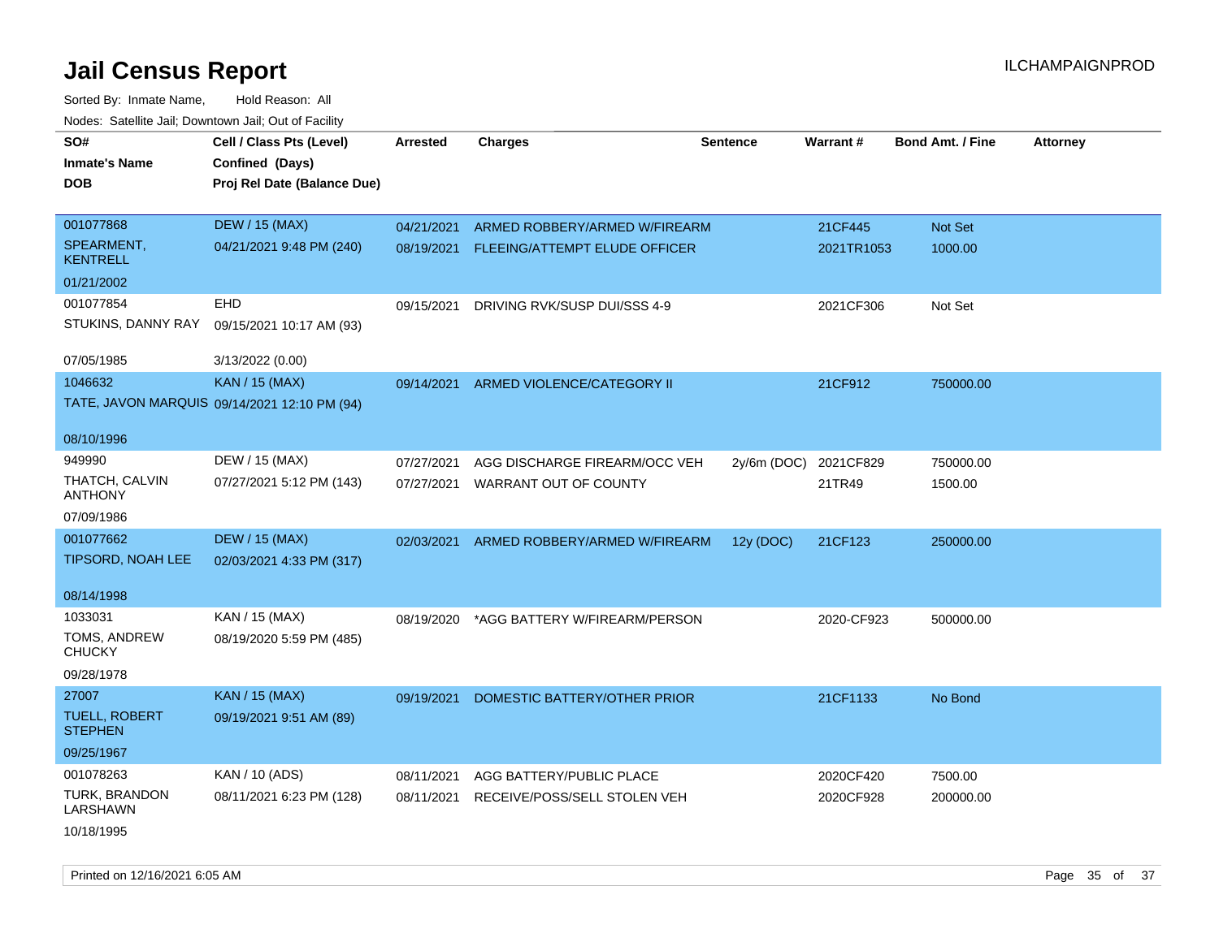# Jail Census Report

ILCHAMPAIGNPROD

Sorted By: Inmate Name, Hold Reason: All

Nodes: Satellite Jail; Downtown Jail; Out of Facility

| SO# / Inmate's Name / DOB | Cell / Class Pts (Level) / Confined (Days) / Proj Rel Date (Balance Due) | Arrested | Charges | Sentence | Warrant # | Bond Amt. / Fine | Attorney |
|---|---|---|---|---|---|---|---|
| 001077868<br>SPEARMENT, KENTRELL<br>01/21/2002 | DEW / 15 (MAX)<br>04/21/2021 9:48 PM (240) | 04/21/2021<br>08/19/2021 | ARMED ROBBERY/ARMED W/FIREARM<br>FLEEING/ATTEMPT ELUDE OFFICER | | 21CF445<br>2021TR1053 | Not Set<br>1000.00 | |
| 001077854<br>STUKINS, DANNY RAY<br>07/05/1985 | EHD<br>09/15/2021 10:17 AM (93)<br>3/13/2022 (0.00) | 09/15/2021 | DRIVING RVK/SUSP DUI/SSS 4-9 | | 2021CF306 | Not Set | |
| 1046632<br>TATE, JAVON MARQUIS<br>08/10/1996 | KAN / 15 (MAX)<br>09/14/2021 12:10 PM (94) | 09/14/2021 | ARMED VIOLENCE/CATEGORY II | | 21CF912 | 750000.00 | |
| 949990<br>THATCH, CALVIN ANTHONY<br>07/09/1986 | DEW / 15 (MAX)<br>07/27/2021 5:12 PM (143) | 07/27/2021<br>07/27/2021 | AGG DISCHARGE FIREARM/OCC VEH<br>WARRANT OUT OF COUNTY | 2y/6m (DOC) | 2021CF829<br>21TR49 | 750000.00<br>1500.00 | |
| 001077662<br>TIPSORD, NOAH LEE<br>08/14/1998 | DEW / 15 (MAX)<br>02/03/2021 4:33 PM (317) | 02/03/2021 | ARMED ROBBERY/ARMED W/FIREARM | 12y (DOC) | 21CF123 | 250000.00 | |
| 1033031<br>TOMS, ANDREW CHUCKY<br>09/28/1978 | KAN / 15 (MAX)<br>08/19/2020 5:59 PM (485) | 08/19/2020 | *AGG BATTERY W/FIREARM/PERSON | | 2020-CF923 | 500000.00 | |
| 27007<br>TUELL, ROBERT STEPHEN<br>09/25/1967 | KAN / 15 (MAX)<br>09/19/2021 9:51 AM (89) | 09/19/2021 | DOMESTIC BATTERY/OTHER PRIOR | | 21CF1133 | No Bond | |
| 001078263<br>TURK, BRANDON LARSHAWN<br>10/18/1995 | KAN / 10 (ADS)<br>08/11/2021 6:23 PM (128) | 08/11/2021<br>08/11/2021 | AGG BATTERY/PUBLIC PLACE<br>RECEIVE/POSS/SELL STOLEN VEH | | 2020CF420<br>2020CF928 | 7500.00<br>200000.00 | |

Printed on 12/16/2021 6:05 AM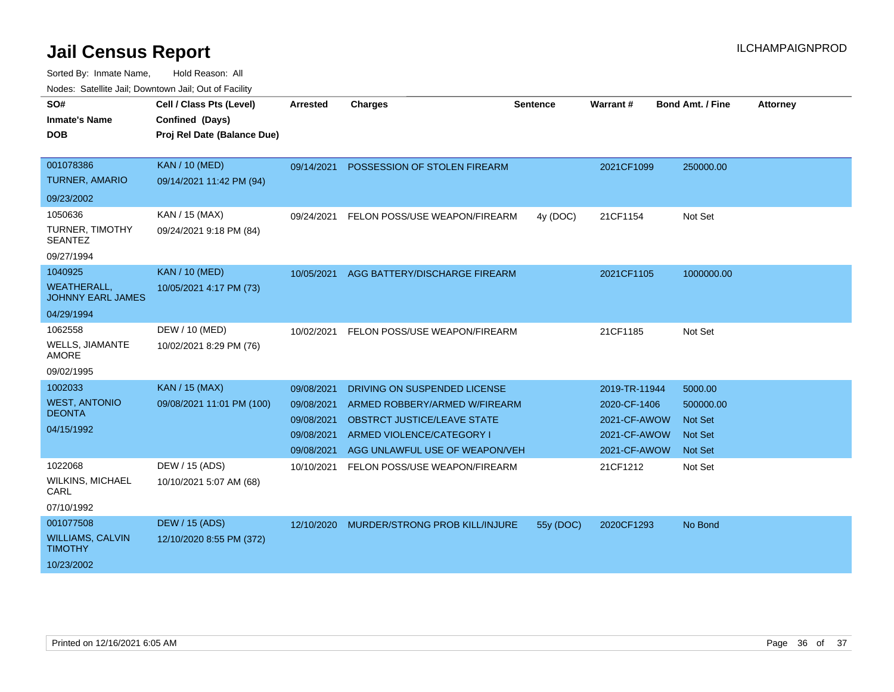# Jail Census Report

ILCHAMPAIGNPROD

Sorted By: Inmate Name, Hold Reason: All

Nodes: Satellite Jail; Downtown Jail; Out of Facility

| SO# / Inmate's Name / DOB | Cell / Class Pts (Level) / Confined (Days) / Proj Rel Date (Balance Due) | Arrested | Charges | Sentence | Warrant # | Bond Amt. / Fine | Attorney |
|---|---|---|---|---|---|---|---|
| 001078386<br>TURNER, AMARIO<br>09/23/2002 | KAN / 10 (MED)<br>09/14/2021 11:42 PM (94) | 09/14/2021 | POSSESSION OF STOLEN FIREARM | | 2021CF1099 | 250000.00 | |
| 1050636<br>TURNER, TIMOTHY SEANTEZ<br>09/27/1994 | KAN / 15 (MAX)<br>09/24/2021 9:18 PM (84) | 09/24/2021 | FELON POSS/USE WEAPON/FIREARM | 4y (DOC) | 21CF1154 | Not Set | |
| 1040925<br>WEATHERALL, JOHNNY EARL JAMES<br>04/29/1994 | KAN / 10 (MED)<br>10/05/2021 4:17 PM (73) | 10/05/2021 | AGG BATTERY/DISCHARGE FIREARM | | 2021CF1105 | 1000000.00 | |
| 1062558<br>WELLS, JIAMANTE AMORE<br>09/02/1995 | DEW / 10 (MED)<br>10/02/2021 8:29 PM (76) | 10/02/2021 | FELON POSS/USE WEAPON/FIREARM | | 21CF1185 | Not Set | |
| 1002033<br>WEST, ANTONIO DEONTA<br>04/15/1992 | KAN / 15 (MAX)<br>09/08/2021 11:01 PM (100) | 09/08/2021 | DRIVING ON SUSPENDED LICENSE | | 2019-TR-11944 | 5000.00 | |
| | | 09/08/2021 | ARMED ROBBERY/ARMED W/FIREARM | | 2020-CF-1406 | 500000.00 | |
| | | 09/08/2021 | OBSTRCT JUSTICE/LEAVE STATE | | 2021-CF-AWOW | Not Set | |
| | | 09/08/2021 | ARMED VIOLENCE/CATEGORY I | | 2021-CF-AWOW | Not Set | |
| | | 09/08/2021 | AGG UNLAWFUL USE OF WEAPON/VEH | | 2021-CF-AWOW | Not Set | |
| 1022068<br>WILKINS, MICHAEL CARL<br>07/10/1992 | DEW / 15 (ADS)<br>10/10/2021 5:07 AM (68) | 10/10/2021 | FELON POSS/USE WEAPON/FIREARM | | 21CF1212 | Not Set | |
| 001077508<br>WILLIAMS, CALVIN TIMOTHY<br>10/23/2002 | DEW / 15 (ADS)<br>12/10/2020 8:55 PM (372) | 12/10/2020 | MURDER/STRONG PROB KILL/INJURE | 55y (DOC) | 2020CF1293 | No Bond | |

Printed on 12/16/2021 6:05 AM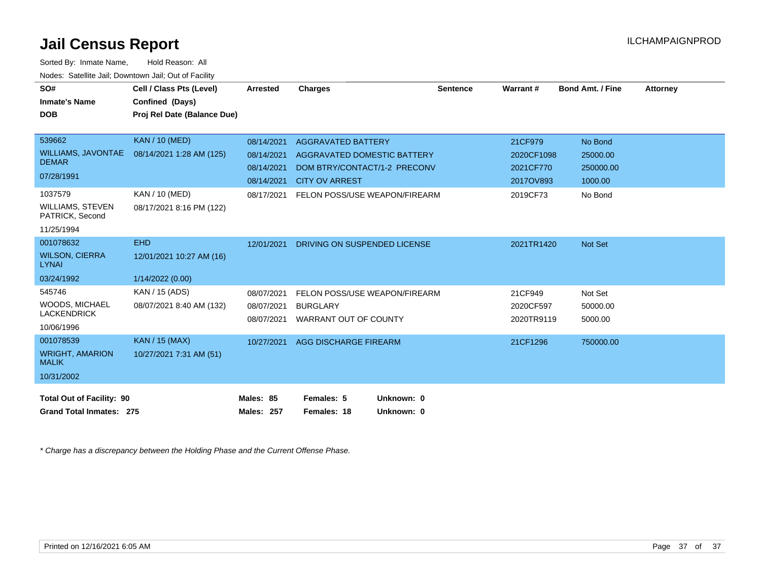# Jail Census Report

ILCHAMPAIGNPROD

Sorted By: Inmate Name, Hold Reason: All

Nodes: Satellite Jail; Downtown Jail; Out of Facility

| SO# / Inmate's Name / DOB | Cell / Class Pts (Level) / Confined (Days) / Proj Rel Date (Balance Due) | Arrested | Charges | Sentence | Warrant # | Bond Amt. / Fine | Attorney |
|---|---|---|---|---|---|---|---|
| 539662<br>WILLIAMS, JAVONTAE DEMAR<br>07/28/1991 | KAN / 10 (MED)<br>08/14/2021 1:28 AM (125) | 08/14/2021<br>08/14/2021<br>08/14/2021<br>08/14/2021 | AGGRAVATED BATTERY<br>AGGRAVATED DOMESTIC BATTERY<br>DOM BTRY/CONTACT/1-2 PRECONV<br>CITY OV ARREST | | 21CF979<br>2020CF1098<br>2021CF770<br>2017OV893 | No Bond<br>25000.00<br>250000.00<br>1000.00 | |
| 1037579<br>WILLIAMS, STEVEN PATRICK, Second<br>11/25/1994 | KAN / 10 (MED)<br>08/17/2021 8:16 PM (122) | 08/17/2021 | FELON POSS/USE WEAPON/FIREARM | | 2019CF73 | No Bond | |
| 001078632<br>WILSON, CIERRA LYNAI<br>03/24/1992 | EHD<br>12/01/2021 10:27 AM (16)<br>1/14/2022 (0.00) | 12/01/2021 | DRIVING ON SUSPENDED LICENSE | | 2021TR1420 | Not Set | |
| 545746<br>WOODS, MICHAEL LACKENDRICK<br>10/06/1996 | KAN / 15 (ADS)<br>08/07/2021 8:40 AM (132) | 08/07/2021<br>08/07/2021<br>08/07/2021 | FELON POSS/USE WEAPON/FIREARM<br>BURGLARY<br>WARRANT OUT OF COUNTY | | 21CF949<br>2020CF597<br>2020TR9119 | Not Set<br>50000.00<br>5000.00 | |
| 001078539<br>WRIGHT, AMARION MALIK<br>10/31/2002 | KAN / 15 (MAX)<br>10/27/2021 7:31 AM (51) | 10/27/2021 | AGG DISCHARGE FIREARM | | 21CF1296 | 750000.00 | |

| | | | |
|---|---|---|---|
| **Total Out of Facility: 90** | **Males: 85** | **Females: 5** | **Unknown: 0** |
| **Grand Total Inmates: 275** | **Males: 257** | **Females: 18** | **Unknown: 0** |

*\* Charge has a discrepancy between the Holding Phase and the Current Offense Phase.*

Printed on 12/16/2021 6:05 AM